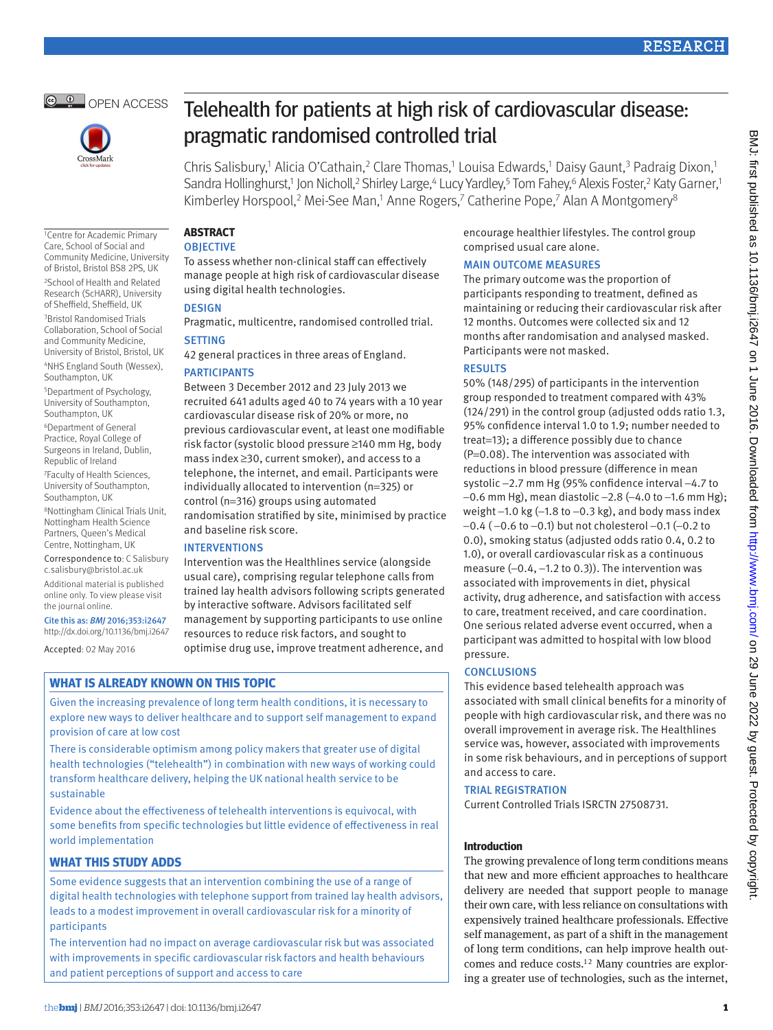OPEN ACCESS

# Telehealth for patients at high risk of cardiovascular disease: pragmatic randomised controlled trial

Chris Salisbury,[1] Alicia O'Cathain,[2] Clare Thomas,[1] Louisa Edwards,[1] Daisy Gaunt,[3] Padraig Dixon,[1] Sandra Hollinghurst,[1] Jon Nicholl,[2] Shirley Large,[4] Lucy Yardley,[5] Tom Fahey,[6] Alexis Foster,[2] Katy Garner,[1] Kimberley Horspool,[2] Mei-See Man,[1] Anne Rogers,[7] Catherine Pope,[7] Alan A Montgomery[8]

[1]Centre for Academic Primary Care, School of Social and Community Medicine, University of Bristol, Bristol BS8 2PS, UK

[2]School of Health and Related Research (ScHARR), University of Sheffield, Sheffield, UK

[3]Bristol Randomised Trials Collaboration, School of Social and Community Medicine, University of Bristol, Bristol, UK

[4]NHS England South (Wessex), Southampton, UK

[5]Department of Psychology, University of Southampton, Southampton, UK

[6]Department of General Practice, Royal College of Surgeons in Ireland, Dublin, Republic of Ireland

[7]Faculty of Health Sciences, University of Southampton, Southampton, UK

[8]Nottingham Clinical Trials Unit, Nottingham Health Science Partners, Queen's Medical Centre, Nottingham, UK

Correspondence to: C Salisbury c.salisbury@bristol.ac.uk

Additional material is published online only. To view please visit the journal online.

Cite this as: *BMJ* 2016;353:i2647
http://dx.doi.org/10.1136/bmj.i2647

Accepted: 02 May 2016

## ABSTRACT

### OBJECTIVE

To assess whether non-clinical staff can effectively manage people at high risk of cardiovascular disease using digital health technologies.

### DESIGN

Pragmatic, multicentre, randomised controlled trial.

### SETTING

42 general practices in three areas of England.

### PARTICIPANTS

Between 3 December 2012 and 23 July 2013 we recruited 641 adults aged 40 to 74 years with a 10 year cardiovascular disease risk of 20% or more, no previous cardiovascular event, at least one modifiable risk factor (systolic blood pressure ≥140 mm Hg, body mass index ≥30, current smoker), and access to a telephone, the internet, and email. Participants were individually allocated to intervention (n=325) or control (n=316) groups using automated randomisation stratified by site, minimised by practice and baseline risk score.

### INTERVENTIONS

Intervention was the Healthlines service (alongside usual care), comprising regular telephone calls from trained lay health advisors following scripts generated by interactive software. Advisors facilitated self management by supporting participants to use online resources to reduce risk factors, and sought to optimise drug use, improve treatment adherence, and encourage healthier lifestyles. The control group comprised usual care alone.

### MAIN OUTCOME MEASURES

The primary outcome was the proportion of participants responding to treatment, defined as maintaining or reducing their cardiovascular risk after 12 months. Outcomes were collected six and 12 months after randomisation and analysed masked. Participants were not masked.

### RESULTS

50% (148/295) of participants in the intervention group responded to treatment compared with 43% (124/291) in the control group (adjusted odds ratio 1.3, 95% confidence interval 1.0 to 1.9; number needed to treat=13); a difference possibly due to chance (P=0.08). The intervention was associated with reductions in blood pressure (difference in mean systolic −2.7 mm Hg (95% confidence interval −4.7 to −0.6 mm Hg), mean diastolic −2.8 (−4.0 to −1.6 mm Hg); weight −1.0 kg (−1.8 to −0.3 kg), and body mass index −0.4 ( −0.6 to −0.1) but not cholesterol −0.1 (−0.2 to 0.0), smoking status (adjusted odds ratio 0.4, 0.2 to 1.0), or overall cardiovascular risk as a continuous measure (−0.4, −1.2 to 0.3)). The intervention was associated with improvements in diet, physical activity, drug adherence, and satisfaction with access to care, treatment received, and care coordination. One serious related adverse event occurred, when a participant was admitted to hospital with low blood pressure.

### CONCLUSIONS

This evidence based telehealth approach was associated with small clinical benefits for a minority of people with high cardiovascular risk, and there was no overall improvement in average risk. The Healthlines service was, however, associated with improvements in some risk behaviours, and in perceptions of support and access to care.

### TRIAL REGISTRATION

Current Controlled Trials ISRCTN 27508731.

### WHAT IS ALREADY KNOWN ON THIS TOPIC

Given the increasing prevalence of long term health conditions, it is necessary to explore new ways to deliver healthcare and to support self management to expand provision of care at low cost

There is considerable optimism among policy makers that greater use of digital health technologies ("telehealth") in combination with new ways of working could transform healthcare delivery, helping the UK national health service to be sustainable

Evidence about the effectiveness of telehealth interventions is equivocal, with some benefits from specific technologies but little evidence of effectiveness in real world implementation

### WHAT THIS STUDY ADDS

Some evidence suggests that an intervention combining the use of a range of digital health technologies with telephone support from trained lay health advisors, leads to a modest improvement in overall cardiovascular risk for a minority of participants

The intervention had no impact on average cardiovascular risk but was associated with improvements in specific cardiovascular risk factors and health behaviours and patient perceptions of support and access to care

## Introduction

The growing prevalence of long term conditions means that new and more efficient approaches to healthcare delivery are needed that support people to manage their own care, with less reliance on consultations with expensively trained healthcare professionals. Effective self management, as part of a shift in the management of long term conditions, can help improve health outcomes and reduce costs.[1,2] Many countries are exploring a greater use of technologies, such as the internet,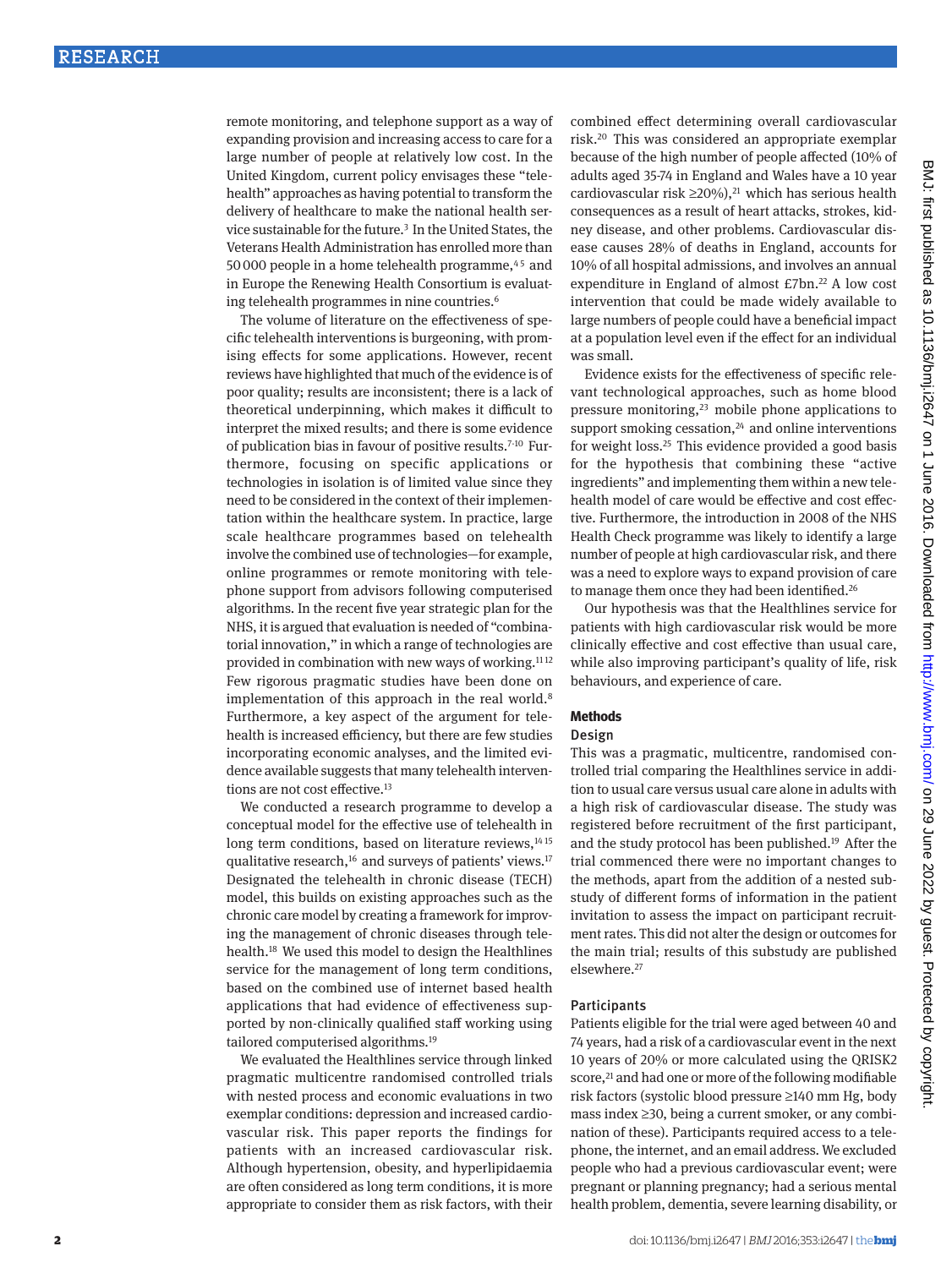remote monitoring, and telephone support as a way of expanding provision and increasing access to care for a large number of people at relatively low cost. In the United Kingdom, current policy envisages these "telehealth" approaches as having potential to transform the delivery of healthcare to make the national health service sustainable for the future.[3] In the United States, the Veterans Health Administration has enrolled more than 50 000 people in a home telehealth programme,[4 5] and in Europe the Renewing Health Consortium is evaluating telehealth programmes in nine countries.[6]

The volume of literature on the effectiveness of specific telehealth interventions is burgeoning, with promising effects for some applications. However, recent reviews have highlighted that much of the evidence is of poor quality; results are inconsistent; there is a lack of theoretical underpinning, which makes it difficult to interpret the mixed results; and there is some evidence of publication bias in favour of positive results.[7-10] Furthermore, focusing on specific applications or technologies in isolation is of limited value since they need to be considered in the context of their implementation within the healthcare system. In practice, large scale healthcare programmes based on telehealth involve the combined use of technologies—for example, online programmes or remote monitoring with telephone support from advisors following computerised algorithms. In the recent five year strategic plan for the NHS, it is argued that evaluation is needed of "combinatorial innovation," in which a range of technologies are provided in combination with new ways of working.[11 12] Few rigorous pragmatic studies have been done on implementation of this approach in the real world.[8] Furthermore, a key aspect of the argument for telehealth is increased efficiency, but there are few studies incorporating economic analyses, and the limited evidence available suggests that many telehealth interventions are not cost effective.[13]

We conducted a research programme to develop a conceptual model for the effective use of telehealth in long term conditions, based on literature reviews,[14 15] qualitative research,[16] and surveys of patients' views.[17] Designated the telehealth in chronic disease (TECH) model, this builds on existing approaches such as the chronic care model by creating a framework for improving the management of chronic diseases through telehealth.[18] We used this model to design the Healthlines service for the management of long term conditions, based on the combined use of internet based health applications that had evidence of effectiveness supported by non-clinically qualified staff working using tailored computerised algorithms.[19]

We evaluated the Healthlines service through linked pragmatic multicentre randomised controlled trials with nested process and economic evaluations in two exemplar conditions: depression and increased cardiovascular risk. This paper reports the findings for patients with an increased cardiovascular risk. Although hypertension, obesity, and hyperlipidaemia are often considered as long term conditions, it is more appropriate to consider them as risk factors, with their combined effect determining overall cardiovascular risk.[20] This was considered an appropriate exemplar because of the high number of people affected (10% of adults aged 35-74 in England and Wales have a 10 year cardiovascular risk ≥20%),[21] which has serious health consequences as a result of heart attacks, strokes, kidney disease, and other problems. Cardiovascular disease causes 28% of deaths in England, accounts for 10% of all hospital admissions, and involves an annual expenditure in England of almost £7bn.[22] A low cost intervention that could be made widely available to large numbers of people could have a beneficial impact at a population level even if the effect for an individual was small.

Evidence exists for the effectiveness of specific relevant technological approaches, such as home blood pressure monitoring,[23] mobile phone applications to support smoking cessation,[24] and online interventions for weight loss.[25] This evidence provided a good basis for the hypothesis that combining these "active ingredients" and implementing them within a new telehealth model of care would be effective and cost effective. Furthermore, the introduction in 2008 of the NHS Health Check programme was likely to identify a large number of people at high cardiovascular risk, and there was a need to explore ways to expand provision of care to manage them once they had been identified.[26]

Our hypothesis was that the Healthlines service for patients with high cardiovascular risk would be more clinically effective and cost effective than usual care, while also improving participant's quality of life, risk behaviours, and experience of care.

## Methods

### Design

This was a pragmatic, multicentre, randomised controlled trial comparing the Healthlines service in addition to usual care versus usual care alone in adults with a high risk of cardiovascular disease. The study was registered before recruitment of the first participant, and the study protocol has been published.[19] After the trial commenced there were no important changes to the methods, apart from the addition of a nested substudy of different forms of information in the patient invitation to assess the impact on participant recruitment rates. This did not alter the design or outcomes for the main trial; results of this substudy are published elsewhere.[27]

### Participants

Patients eligible for the trial were aged between 40 and 74 years, had a risk of a cardiovascular event in the next 10 years of 20% or more calculated using the QRISK2 score,[21] and had one or more of the following modifiable risk factors (systolic blood pressure ≥140 mm Hg, body mass index ≥30, being a current smoker, or any combination of these). Participants required access to a telephone, the internet, and an email address. We excluded people who had a previous cardiovascular event; were pregnant or planning pregnancy; had a serious mental health problem, dementia, severe learning disability, or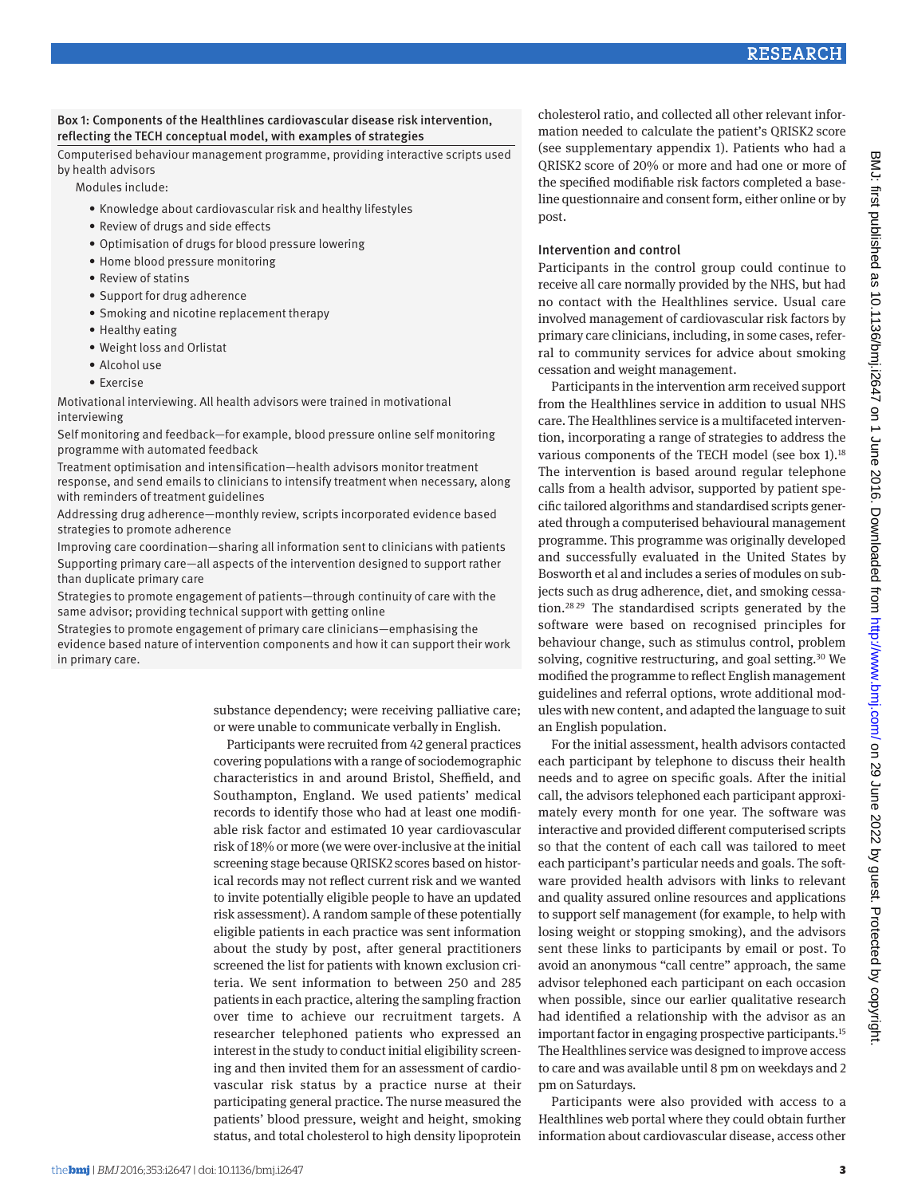**Box 1: Components of the Healthlines cardiovascular disease risk intervention, reflecting the TECH conceptual model, with examples of strategies**

Computerised behaviour management programme, providing interactive scripts used by health advisors

Modules include:

- Knowledge about cardiovascular risk and healthy lifestyles
- Review of drugs and side effects
- Optimisation of drugs for blood pressure lowering
- Home blood pressure monitoring
- Review of statins
- Support for drug adherence
- Smoking and nicotine replacement therapy
- Healthy eating
- Weight loss and Orlistat
- Alcohol use
- Exercise

Motivational interviewing. All health advisors were trained in motivational interviewing

Self monitoring and feedback—for example, blood pressure online self monitoring programme with automated feedback

Treatment optimisation and intensification—health advisors monitor treatment response, and send emails to clinicians to intensify treatment when necessary, along with reminders of treatment guidelines

Addressing drug adherence—monthly review, scripts incorporated evidence based strategies to promote adherence

Improving care coordination—sharing all information sent to clinicians with patients

Supporting primary care—all aspects of the intervention designed to support rather than duplicate primary care

Strategies to promote engagement of patients—through continuity of care with the same advisor; providing technical support with getting online

Strategies to promote engagement of primary care clinicians—emphasising the evidence based nature of intervention components and how it can support their work in primary care.

substance dependency; were receiving palliative care; or were unable to communicate verbally in English.

Participants were recruited from 42 general practices covering populations with a range of sociodemographic characteristics in and around Bristol, Sheffield, and Southampton, England. We used patients' medical records to identify those who had at least one modifiable risk factor and estimated 10 year cardiovascular risk of 18% or more (we were over-inclusive at the initial screening stage because QRISK2 scores based on historical records may not reflect current risk and we wanted to invite potentially eligible people to have an updated risk assessment). A random sample of these potentially eligible patients in each practice was sent information about the study by post, after general practitioners screened the list for patients with known exclusion criteria. We sent information to between 250 and 285 patients in each practice, altering the sampling fraction over time to achieve our recruitment targets. A researcher telephoned patients who expressed an interest in the study to conduct initial eligibility screening and then invited them for an assessment of cardiovascular risk status by a practice nurse at their participating general practice. The nurse measured the patients' blood pressure, weight and height, smoking status, and total cholesterol to high density lipoprotein cholesterol ratio, and collected all other relevant information needed to calculate the patient's QRISK2 score (see supplementary appendix 1). Patients who had a QRISK2 score of 20% or more and had one or more of the specified modifiable risk factors completed a baseline questionnaire and consent form, either online or by post.

### Intervention and control

Participants in the control group could continue to receive all care normally provided by the NHS, but had no contact with the Healthlines service. Usual care involved management of cardiovascular risk factors by primary care clinicians, including, in some cases, referral to community services for advice about smoking cessation and weight management.

Participants in the intervention arm received support from the Healthlines service in addition to usual NHS care. The Healthlines service is a multifaceted intervention, incorporating a range of strategies to address the various components of the TECH model (see box 1).[18] The intervention is based around regular telephone calls from a health advisor, supported by patient specific tailored algorithms and standardised scripts generated through a computerised behavioural management programme. This programme was originally developed and successfully evaluated in the United States by Bosworth et al and includes a series of modules on subjects such as drug adherence, diet, and smoking cessation.[28,29] The standardised scripts generated by the software were based on recognised principles for behaviour change, such as stimulus control, problem solving, cognitive restructuring, and goal setting.[30] We modified the programme to reflect English management guidelines and referral options, wrote additional modules with new content, and adapted the language to suit an English population.

For the initial assessment, health advisors contacted each participant by telephone to discuss their health needs and to agree on specific goals. After the initial call, the advisors telephoned each participant approximately every month for one year. The software was interactive and provided different computerised scripts so that the content of each call was tailored to meet each participant's particular needs and goals. The software provided health advisors with links to relevant and quality assured online resources and applications to support self management (for example, to help with losing weight or stopping smoking), and the advisors sent these links to participants by email or post. To avoid an anonymous "call centre" approach, the same advisor telephoned each participant on each occasion when possible, since our earlier qualitative research had identified a relationship with the advisor as an important factor in engaging prospective participants.[15] The Healthlines service was designed to improve access to care and was available until 8 pm on weekdays and 2 pm on Saturdays.

Participants were also provided with access to a Healthlines web portal where they could obtain further information about cardiovascular disease, access other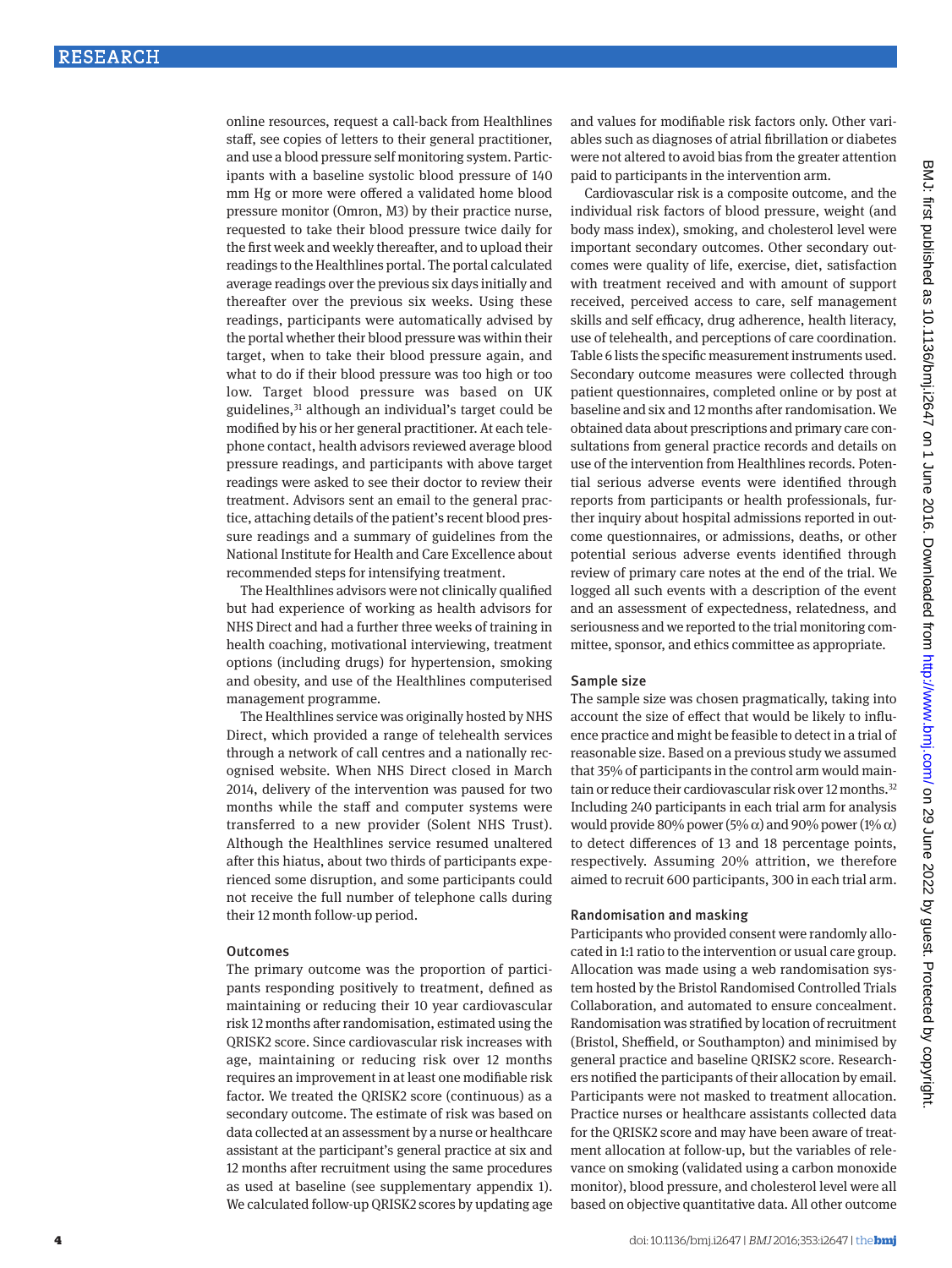online resources, request a call-back from Healthlines staff, see copies of letters to their general practitioner, and use a blood pressure self monitoring system. Participants with a baseline systolic blood pressure of 140 mm Hg or more were offered a validated home blood pressure monitor (Omron, M3) by their practice nurse, requested to take their blood pressure twice daily for the first week and weekly thereafter, and to upload their readings to the Healthlines portal. The portal calculated average readings over the previous six days initially and thereafter over the previous six weeks. Using these readings, participants were automatically advised by the portal whether their blood pressure was within their target, when to take their blood pressure again, and what to do if their blood pressure was too high or too low. Target blood pressure was based on UK guidelines,[31] although an individual's target could be modified by his or her general practitioner. At each telephone contact, health advisors reviewed average blood pressure readings, and participants with above target readings were asked to see their doctor to review their treatment. Advisors sent an email to the general practice, attaching details of the patient's recent blood pressure readings and a summary of guidelines from the National Institute for Health and Care Excellence about recommended steps for intensifying treatment.

The Healthlines advisors were not clinically qualified but had experience of working as health advisors for NHS Direct and had a further three weeks of training in health coaching, motivational interviewing, treatment options (including drugs) for hypertension, smoking and obesity, and use of the Healthlines computerised management programme.

The Healthlines service was originally hosted by NHS Direct, which provided a range of telehealth services through a network of call centres and a nationally recognised website. When NHS Direct closed in March 2014, delivery of the intervention was paused for two months while the staff and computer systems were transferred to a new provider (Solent NHS Trust). Although the Healthlines service resumed unaltered after this hiatus, about two thirds of participants experienced some disruption, and some participants could not receive the full number of telephone calls during their 12 month follow-up period.

### Outcomes

The primary outcome was the proportion of participants responding positively to treatment, defined as maintaining or reducing their 10 year cardiovascular risk 12 months after randomisation, estimated using the QRISK2 score. Since cardiovascular risk increases with age, maintaining or reducing risk over 12 months requires an improvement in at least one modifiable risk factor. We treated the QRISK2 score (continuous) as a secondary outcome. The estimate of risk was based on data collected at an assessment by a nurse or healthcare assistant at the participant's general practice at six and 12 months after recruitment using the same procedures as used at baseline (see supplementary appendix 1). We calculated follow-up QRISK2 scores by updating age and values for modifiable risk factors only. Other variables such as diagnoses of atrial fibrillation or diabetes were not altered to avoid bias from the greater attention paid to participants in the intervention arm.

Cardiovascular risk is a composite outcome, and the individual risk factors of blood pressure, weight (and body mass index), smoking, and cholesterol level were important secondary outcomes. Other secondary outcomes were quality of life, exercise, diet, satisfaction with treatment received and with amount of support received, perceived access to care, self management skills and self efficacy, drug adherence, health literacy, use of telehealth, and perceptions of care coordination. Table 6 lists the specific measurement instruments used. Secondary outcome measures were collected through patient questionnaires, completed online or by post at baseline and six and 12 months after randomisation. We obtained data about prescriptions and primary care consultations from general practice records and details on use of the intervention from Healthlines records. Potential serious adverse events were identified through reports from participants or health professionals, further inquiry about hospital admissions reported in outcome questionnaires, or admissions, deaths, or other potential serious adverse events identified through review of primary care notes at the end of the trial. We logged all such events with a description of the event and an assessment of expectedness, relatedness, and seriousness and we reported to the trial monitoring committee, sponsor, and ethics committee as appropriate.

### Sample size

The sample size was chosen pragmatically, taking into account the size of effect that would be likely to influence practice and might be feasible to detect in a trial of reasonable size. Based on a previous study we assumed that 35% of participants in the control arm would maintain or reduce their cardiovascular risk over 12 months.[32] Including 240 participants in each trial arm for analysis would provide 80% power (5% α) and 90% power (1% α) to detect differences of 13 and 18 percentage points, respectively. Assuming 20% attrition, we therefore aimed to recruit 600 participants, 300 in each trial arm.

### Randomisation and masking

Participants who provided consent were randomly allocated in 1:1 ratio to the intervention or usual care group. Allocation was made using a web randomisation system hosted by the Bristol Randomised Controlled Trials Collaboration, and automated to ensure concealment. Randomisation was stratified by location of recruitment (Bristol, Sheffield, or Southampton) and minimised by general practice and baseline QRISK2 score. Researchers notified the participants of their allocation by email. Participants were not masked to treatment allocation. Practice nurses or healthcare assistants collected data for the QRISK2 score and may have been aware of treatment allocation at follow-up, but the variables of relevance on smoking (validated using a carbon monoxide monitor), blood pressure, and cholesterol level were all based on objective quantitative data. All other outcome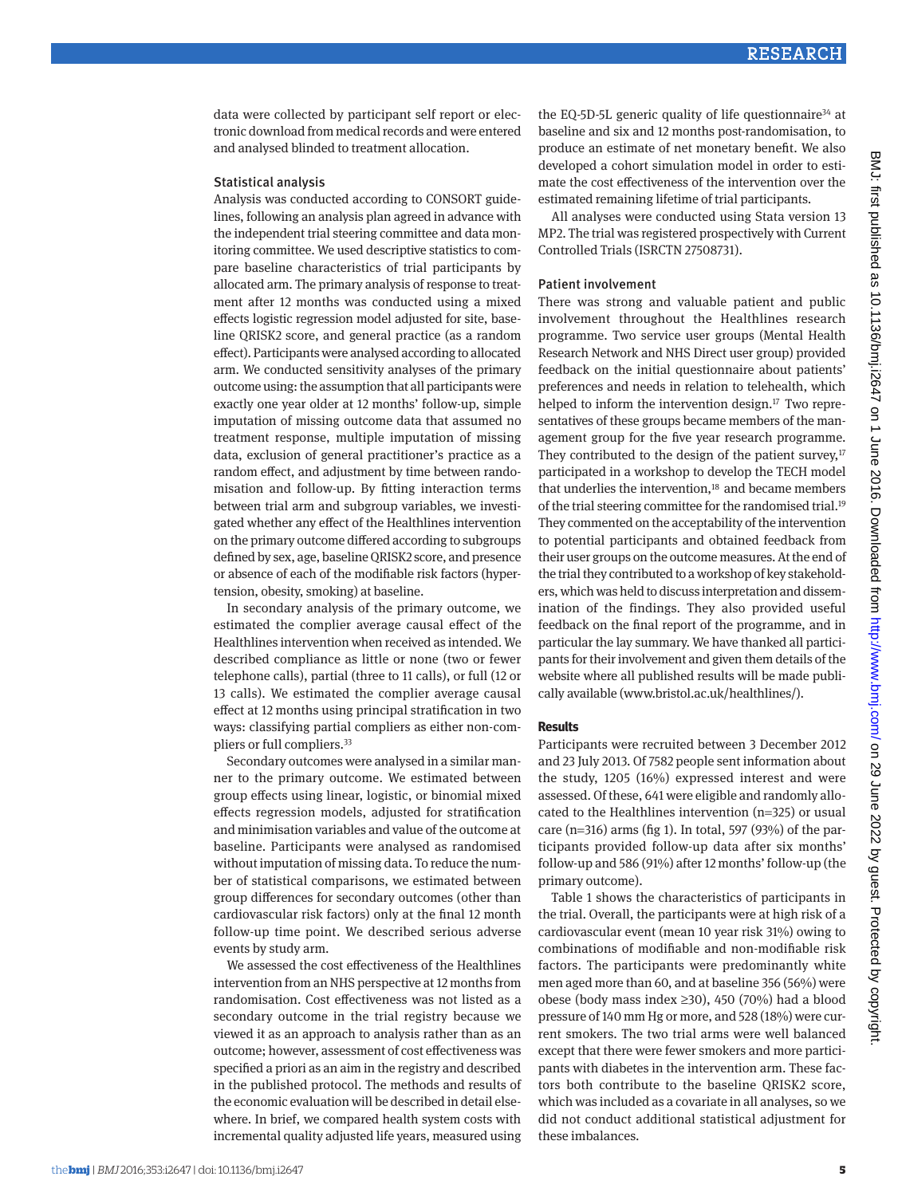data were collected by participant self report or electronic download from medical records and were entered and analysed blinded to treatment allocation.

### Statistical analysis

Analysis was conducted according to CONSORT guidelines, following an analysis plan agreed in advance with the independent trial steering committee and data monitoring committee. We used descriptive statistics to compare baseline characteristics of trial participants by allocated arm. The primary analysis of response to treatment after 12 months was conducted using a mixed effects logistic regression model adjusted for site, baseline QRISK2 score, and general practice (as a random effect). Participants were analysed according to allocated arm. We conducted sensitivity analyses of the primary outcome using: the assumption that all participants were exactly one year older at 12 months' follow-up, simple imputation of missing outcome data that assumed no treatment response, multiple imputation of missing data, exclusion of general practitioner's practice as a random effect, and adjustment by time between randomisation and follow-up. By fitting interaction terms between trial arm and subgroup variables, we investigated whether any effect of the Healthlines intervention on the primary outcome differed according to subgroups defined by sex, age, baseline QRISK2 score, and presence or absence of each of the modifiable risk factors (hypertension, obesity, smoking) at baseline.

In secondary analysis of the primary outcome, we estimated the complier average causal effect of the Healthlines intervention when received as intended. We described compliance as little or none (two or fewer telephone calls), partial (three to 11 calls), or full (12 or 13 calls). We estimated the complier average causal effect at 12 months using principal stratification in two ways: classifying partial compliers as either non-compliers or full compliers.[33]

Secondary outcomes were analysed in a similar manner to the primary outcome. We estimated between group effects using linear, logistic, or binomial mixed effects regression models, adjusted for stratification and minimisation variables and value of the outcome at baseline. Participants were analysed as randomised without imputation of missing data. To reduce the number of statistical comparisons, we estimated between group differences for secondary outcomes (other than cardiovascular risk factors) only at the final 12 month follow-up time point. We described serious adverse events by study arm.

We assessed the cost effectiveness of the Healthlines intervention from an NHS perspective at 12 months from randomisation. Cost effectiveness was not listed as a secondary outcome in the trial registry because we viewed it as an approach to analysis rather than as an outcome; however, assessment of cost effectiveness was specified a priori as an aim in the registry and described in the published protocol. The methods and results of the economic evaluation will be described in detail elsewhere. In brief, we compared health system costs with incremental quality adjusted life years, measured using the EQ-5D-5L generic quality of life questionnaire[34] at baseline and six and 12 months post-randomisation, to produce an estimate of net monetary benefit. We also developed a cohort simulation model in order to estimate the cost effectiveness of the intervention over the estimated remaining lifetime of trial participants.

All analyses were conducted using Stata version 13 MP2. The trial was registered prospectively with Current Controlled Trials (ISRCTN 27508731).

### Patient involvement

There was strong and valuable patient and public involvement throughout the Healthlines research programme. Two service user groups (Mental Health Research Network and NHS Direct user group) provided feedback on the initial questionnaire about patients' preferences and needs in relation to telehealth, which helped to inform the intervention design.[17] Two representatives of these groups became members of the management group for the five year research programme. They contributed to the design of the patient survey,[17] participated in a workshop to develop the TECH model that underlies the intervention,[18] and became members of the trial steering committee for the randomised trial.[19] They commented on the acceptability of the intervention to potential participants and obtained feedback from their user groups on the outcome measures. At the end of the trial they contributed to a workshop of key stakeholders, which was held to discuss interpretation and dissemination of the findings. They also provided useful feedback on the final report of the programme, and in particular the lay summary. We have thanked all participants for their involvement and given them details of the website where all published results will be made publically available (www.bristol.ac.uk/healthlines/).

## Results

Participants were recruited between 3 December 2012 and 23 July 2013. Of 7582 people sent information about the study, 1205 (16%) expressed interest and were assessed. Of these, 641 were eligible and randomly allocated to the Healthlines intervention (n=325) or usual care (n=316) arms (fig 1). In total, 597 (93%) of the participants provided follow-up data after six months' follow-up and 586 (91%) after 12 months' follow-up (the primary outcome).

Table 1 shows the characteristics of participants in the trial. Overall, the participants were at high risk of a cardiovascular event (mean 10 year risk 31%) owing to combinations of modifiable and non-modifiable risk factors. The participants were predominantly white men aged more than 60, and at baseline 356 (56%) were obese (body mass index ≥30), 450 (70%) had a blood pressure of 140 mm Hg or more, and 528 (18%) were current smokers. The two trial arms were well balanced except that there were fewer smokers and more participants with diabetes in the intervention arm. These factors both contribute to the baseline QRISK2 score, which was included as a covariate in all analyses, so we did not conduct additional statistical adjustment for these imbalances.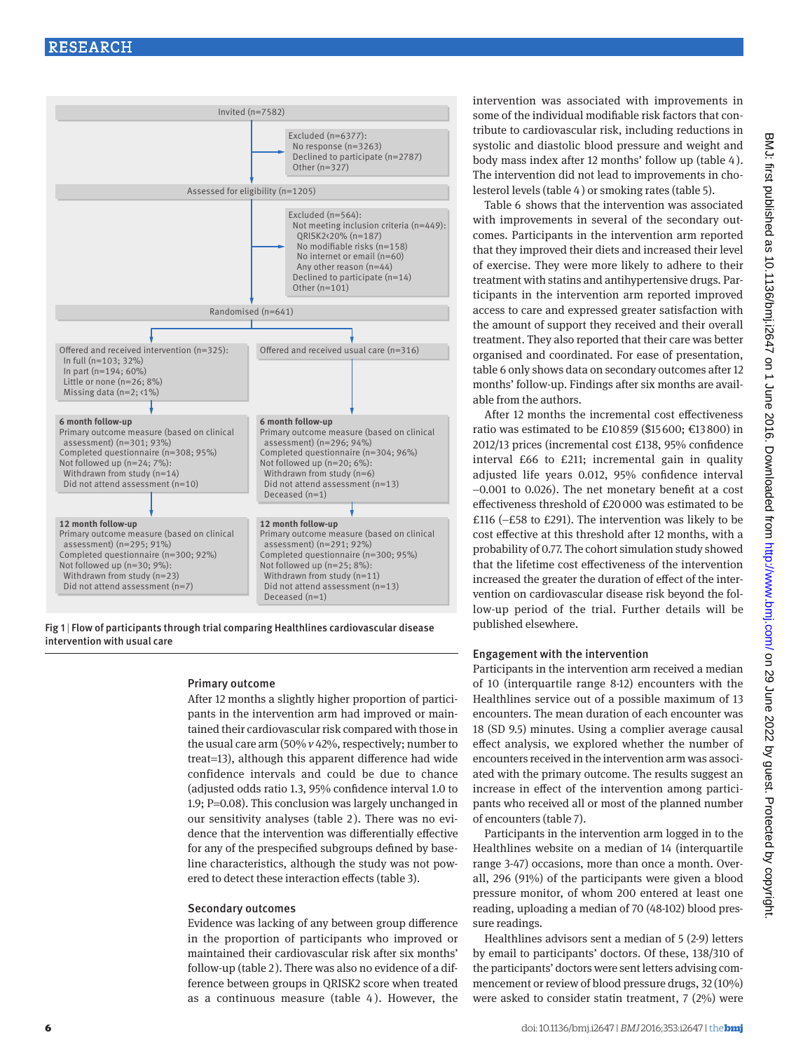Invited (n=7582)

Excluded (n=6377):
- No response (n=3263)
- Declined to participate (n=2787)
- Other (n=327)

Assessed for eligibility (n=1205)

Excluded (n=564):
- Not meeting inclusion criteria (n=449):
  - QRISK2<20% (n=187)
  - No modifiable risks (n=158)
  - No internet or email (n=60)
  - Any other reason (n=44)
- Declined to participate (n=14)
- Other (n=101)

Randomised (n=641)

Offered and received intervention (n=325):
- In full (n=103; 32%)
- In part (n=194; 60%)
- Little or none (n=26; 8%)
- Missing data (n=2; <1%)

Offered and received usual care (n=316)

**6 month follow-up** (intervention)
- Primary outcome measure (based on clinical assessment) (n=301; 93%)
- Completed questionnaire (n=308; 95%)
- Not followed up (n=24; 7%):
  - Withdrawn from study (n=14)
  - Did not attend assessment (n=10)

**6 month follow-up** (usual care)
- Primary outcome measure (based on clinical assessment) (n=296; 94%)
- Completed questionnaire (n=304; 96%)
- Not followed up (n=20; 6%):
  - Withdrawn from study (n=6)
  - Did not attend assessment (n=13)
  - Deceased (n=1)

**12 month follow-up** (intervention)
- Primary outcome measure (based on clinical assessment) (n=295; 91%)
- Completed questionnaire (n=300; 92%)
- Not followed up (n=30; 9%):
  - Withdrawn from study (n=23)
  - Did not attend assessment (n=7)

**12 month follow-up** (usual care)
- Primary outcome measure (based on clinical assessment) (n=291; 92%)
- Completed questionnaire (n=300; 95%)
- Not followed up (n=25; 8%):
  - Withdrawn from study (n=11)
  - Did not attend assessment (n=13)
  - Deceased (n=1)

**Fig 1** | Flow of participants through trial comparing Healthlines cardiovascular disease intervention with usual care

### Primary outcome

After 12 months a slightly higher proportion of participants in the intervention arm had improved or maintained their cardiovascular risk compared with those in the usual care arm (50% *v* 42%, respectively; number to treat=13), although this apparent difference had wide confidence intervals and could be due to chance (adjusted odds ratio 1.3, 95% confidence interval 1.0 to 1.9; P=0.08). This conclusion was largely unchanged in our sensitivity analyses (table 2). There was no evidence that the intervention was differentially effective for any of the prespecified subgroups defined by baseline characteristics, although the study was not powered to detect these interaction effects (table 3).

### Secondary outcomes

Evidence was lacking of any between group difference in the proportion of participants who improved or maintained their cardiovascular risk after six months' follow-up (table 2). There was also no evidence of a difference between groups in QRISK2 score when treated as a continuous measure (table 4). However, the intervention was associated with improvements in some of the individual modifiable risk factors that contribute to cardiovascular risk, including reductions in systolic and diastolic blood pressure and weight and body mass index after 12 months' follow up (table 4). The intervention did not lead to improvements in cholesterol levels (table 4) or smoking rates (table 5).

Table 6 shows that the intervention was associated with improvements in several of the secondary outcomes. Participants in the intervention arm reported that they improved their diets and increased their level of exercise. They were more likely to adhere to their treatment with statins and antihypertensive drugs. Participants in the intervention arm reported improved access to care and expressed greater satisfaction with the amount of support they received and their overall treatment. They also reported that their care was better organised and coordinated. For ease of presentation, table 6 only shows data on secondary outcomes after 12 months' follow-up. Findings after six months are available from the authors.

After 12 months the incremental cost effectiveness ratio was estimated to be £10 859 ($15 600; €13 800) in 2012/13 prices (incremental cost £138, 95% confidence interval £66 to £211; incremental gain in quality adjusted life years 0.012, 95% confidence interval −0.001 to 0.026). The net monetary benefit at a cost effectiveness threshold of £20 000 was estimated to be £116 (−£58 to £291). The intervention was likely to be cost effective at this threshold after 12 months, with a probability of 0.77. The cohort simulation study showed that the lifetime cost effectiveness of the intervention increased the greater the duration of effect of the intervention on cardiovascular disease risk beyond the follow-up period of the trial. Further details will be published elsewhere.

### Engagement with the intervention

Participants in the intervention arm received a median of 10 (interquartile range 8-12) encounters with the Healthlines service out of a possible maximum of 13 encounters. The mean duration of each encounter was 18 (SD 9.5) minutes. Using a complier average causal effect analysis, we explored whether the number of encounters received in the intervention arm was associated with the primary outcome. The results suggest an increase in effect of the intervention among participants who received all or most of the planned number of encounters (table 7).

Participants in the intervention arm logged in to the Healthlines website on a median of 14 (interquartile range 3-47) occasions, more than once a month. Overall, 296 (91%) of the participants were given a blood pressure monitor, of whom 200 entered at least one reading, uploading a median of 70 (48-102) blood pressure readings.

Healthlines advisors sent a median of 5 (2-9) letters by email to participants' doctors. Of these, 138/310 of the participants' doctors were sent letters advising commencement or review of blood pressure drugs, 32 (10%) were asked to consider statin treatment, 7 (2%) were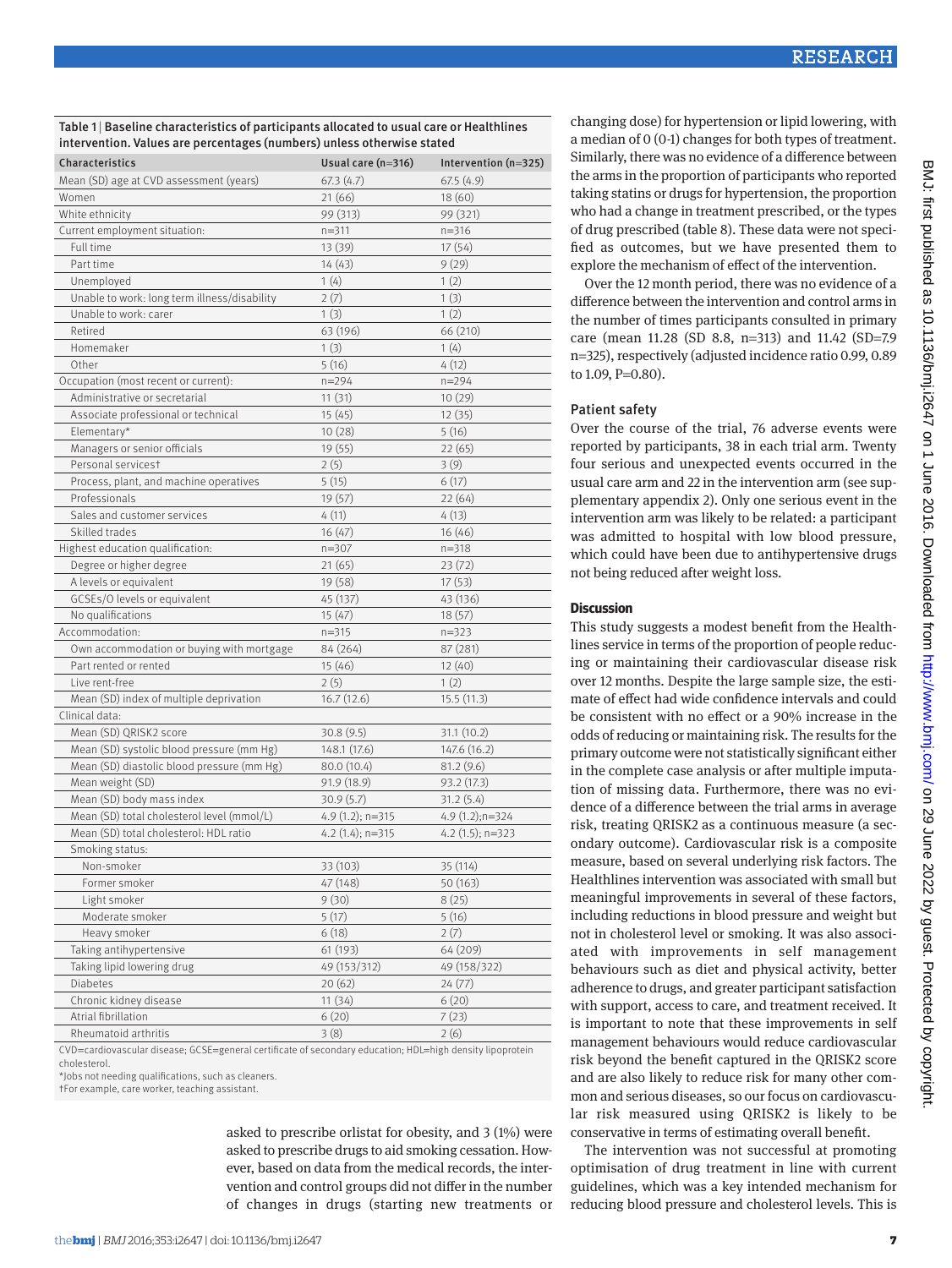Table 1 | Baseline characteristics of participants allocated to usual care or Healthlines intervention. Values are percentages (numbers) unless otherwise stated

| Characteristics | Usual care (n=316) | Intervention (n=325) |
|---|---|---|
| Mean (SD) age at CVD assessment (years) | 67.3 (4.7) | 67.5 (4.9) |
| Women | 21 (66) | 18 (60) |
| White ethnicity | 99 (313) | 99 (321) |
| Current employment situation: | n=311 | n=316 |
| Full time | 13 (39) | 17 (54) |
| Part time | 14 (43) | 9 (29) |
| Unemployed | 1 (4) | 1 (2) |
| Unable to work: long term illness/disability | 2 (7) | 1 (3) |
| Unable to work: carer | 1 (3) | 1 (2) |
| Retired | 63 (196) | 66 (210) |
| Homemaker | 1 (3) | 1 (4) |
| Other | 5 (16) | 4 (12) |
| Occupation (most recent or current): | n=294 | n=294 |
| Administrative or secretarial | 11 (31) | 10 (29) |
| Associate professional or technical | 15 (45) | 12 (35) |
| Elementary* | 10 (28) | 5 (16) |
| Managers or senior officials | 19 (55) | 22 (65) |
| Personal services† | 2 (5) | 3 (9) |
| Process, plant, and machine operatives | 5 (15) | 6 (17) |
| Professionals | 19 (57) | 22 (64) |
| Sales and customer services | 4 (11) | 4 (13) |
| Skilled trades | 16 (47) | 16 (46) |
| Highest education qualification: | n=307 | n=318 |
| Degree or higher degree | 21 (65) | 23 (72) |
| A levels or equivalent | 19 (58) | 17 (53) |
| GCSEs/O levels or equivalent | 45 (137) | 43 (136) |
| No qualifications | 15 (47) | 18 (57) |
| Accommodation: | n=315 | n=323 |
| Own accommodation or buying with mortgage | 84 (264) | 87 (281) |
| Part rented or rented | 15 (46) | 12 (40) |
| Live rent-free | 2 (5) | 1 (2) |
| Mean (SD) index of multiple deprivation | 16.7 (12.6) | 15.5 (11.3) |
| Clinical data: | | |
| Mean (SD) QRISK2 score | 30.8 (9.5) | 31.1 (10.2) |
| Mean (SD) systolic blood pressure (mm Hg) | 148.1 (17.6) | 147.6 (16.2) |
| Mean (SD) diastolic blood pressure (mm Hg) | 80.0 (10.4) | 81.2 (9.6) |
| Mean weight (SD) | 91.9 (18.9) | 93.2 (17.3) |
| Mean (SD) body mass index | 30.9 (5.7) | 31.2 (5.4) |
| Mean (SD) total cholesterol level (mmol/L) | 4.9 (1.2); n=315 | 4.9 (1.2);n=324 |
| Mean (SD) total cholesterol: HDL ratio | 4.2 (1.4); n=315 | 4.2 (1.5); n=323 |
| Smoking status: | | |
| Non-smoker | 33 (103) | 35 (114) |
| Former smoker | 47 (148) | 50 (163) |
| Light smoker | 9 (30) | 8 (25) |
| Moderate smoker | 5 (17) | 5 (16) |
| Heavy smoker | 6 (18) | 2 (7) |
| Taking antihypertensive | 61 (193) | 64 (209) |
| Taking lipid lowering drug | 49 (153/312) | 49 (158/322) |
| Diabetes | 20 (62) | 24 (77) |
| Chronic kidney disease | 11 (34) | 6 (20) |
| Atrial fibrillation | 6 (20) | 7 (23) |
| Rheumatoid arthritis | 3 (8) | 2 (6) |

CVD=cardiovascular disease; GCSE=general certificate of secondary education; HDL=high density lipoprotein cholesterol.
*Jobs not needing qualifications, such as cleaners.
†For example, care worker, teaching assistant.

asked to prescribe orlistat for obesity, and 3 (1%) were asked to prescribe drugs to aid smoking cessation. However, based on data from the medical records, the intervention and control groups did not differ in the number of changes in drugs (starting new treatments or changing dose) for hypertension or lipid lowering, with a median of 0 (0-1) changes for both types of treatment. Similarly, there was no evidence of a difference between the arms in the proportion of participants who reported taking statins or drugs for hypertension, the proportion who had a change in treatment prescribed, or the types of drug prescribed (table 8). These data were not specified as outcomes, but we have presented them to explore the mechanism of effect of the intervention.

Over the 12 month period, there was no evidence of a difference between the intervention and control arms in the number of times participants consulted in primary care (mean 11.28 (SD 8.8, n=313) and 11.42 (SD=7.9 n=325), respectively (adjusted incidence ratio 0.99, 0.89 to 1.09, P=0.80).

### Patient safety

Over the course of the trial, 76 adverse events were reported by participants, 38 in each trial arm. Twenty four serious and unexpected events occurred in the usual care arm and 22 in the intervention arm (see supplementary appendix 2). Only one serious event in the intervention arm was likely to be related: a participant was admitted to hospital with low blood pressure, which could have been due to antihypertensive drugs not being reduced after weight loss.

## Discussion

This study suggests a modest benefit from the Healthlines service in terms of the proportion of people reducing or maintaining their cardiovascular disease risk over 12 months. Despite the large sample size, the estimate of effect had wide confidence intervals and could be consistent with no effect or a 90% increase in the odds of reducing or maintaining risk. The results for the primary outcome were not statistically significant either in the complete case analysis or after multiple imputation of missing data. Furthermore, there was no evidence of a difference between the trial arms in average risk, treating QRISK2 as a continuous measure (a secondary outcome). Cardiovascular risk is a composite measure, based on several underlying risk factors. The Healthlines intervention was associated with small but meaningful improvements in several of these factors, including reductions in blood pressure and weight but not in cholesterol level or smoking. It was also associated with improvements in self management behaviours such as diet and physical activity, better adherence to drugs, and greater participant satisfaction with support, access to care, and treatment received. It is important to note that these improvements in self management behaviours would reduce cardiovascular risk beyond the benefit captured in the QRISK2 score and are also likely to reduce risk for many other common and serious diseases, so our focus on cardiovascular risk measured using QRISK2 is likely to be conservative in terms of estimating overall benefit.

The intervention was not successful at promoting optimisation of drug treatment in line with current guidelines, which was a key intended mechanism for reducing blood pressure and cholesterol levels. This is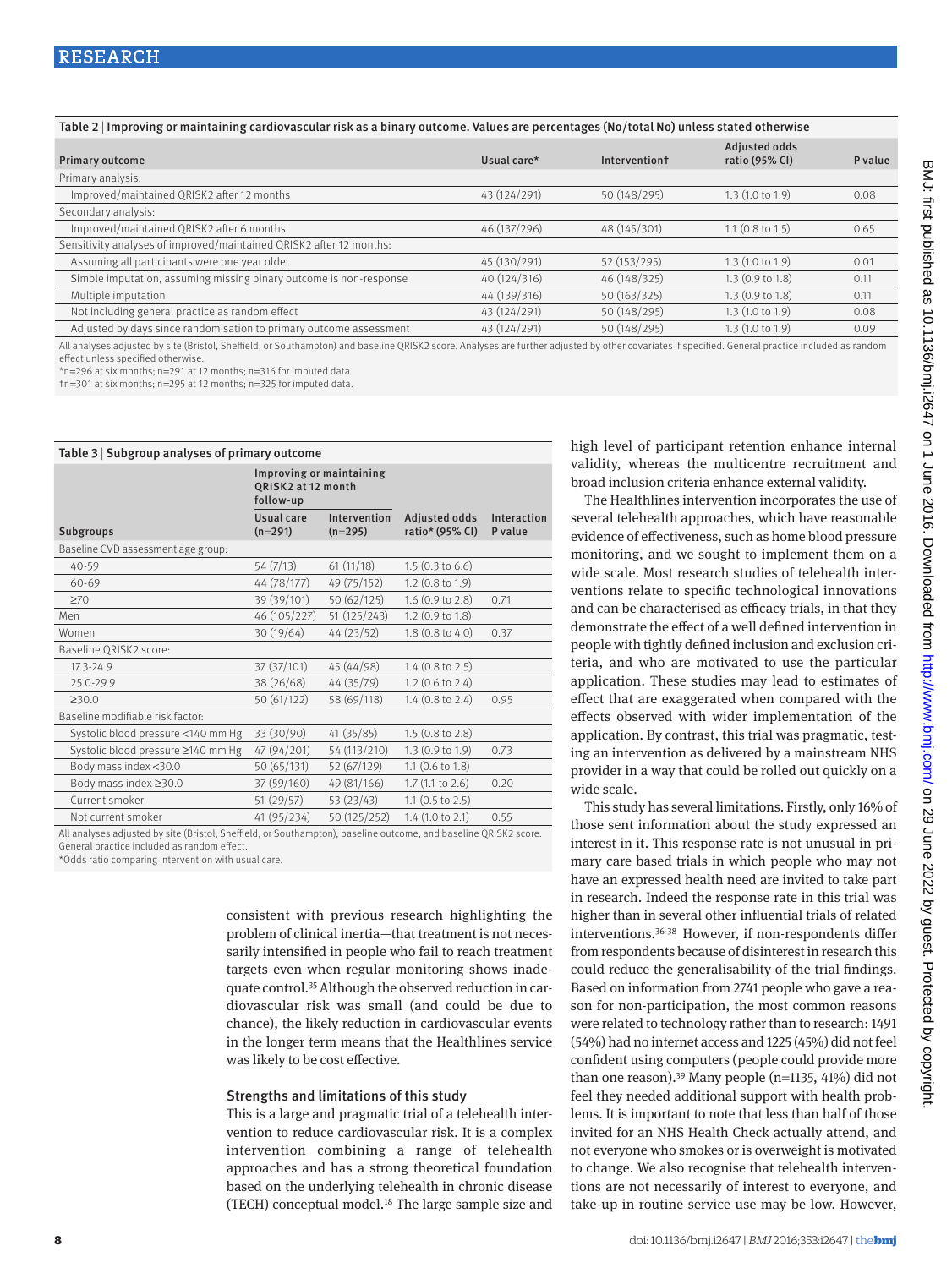Table 2 | Improving or maintaining cardiovascular risk as a binary outcome. Values are percentages (No/total No) unless stated otherwise

| Primary outcome | Usual care* | Intervention† | Adjusted odds ratio (95% CI) | P value |
|---|---|---|---|---|
| Primary analysis: | | | | |
| Improved/maintained QRISK2 after 12 months | 43 (124/291) | 50 (148/295) | 1.3 (1.0 to 1.9) | 0.08 |
| Secondary analysis: | | | | |
| Improved/maintained QRISK2 after 6 months | 46 (137/296) | 48 (145/301) | 1.1 (0.8 to 1.5) | 0.65 |
| Sensitivity analyses of improved/maintained QRISK2 after 12 months: | | | | |
| Assuming all participants were one year older | 45 (130/291) | 52 (153/295) | 1.3 (1.0 to 1.9) | 0.01 |
| Simple imputation, assuming missing binary outcome is non-response | 40 (124/316) | 46 (148/325) | 1.3 (0.9 to 1.8) | 0.11 |
| Multiple imputation | 44 (139/316) | 50 (163/325) | 1.3 (0.9 to 1.8) | 0.11 |
| Not including general practice as random effect | 43 (124/291) | 50 (148/295) | 1.3 (1.0 to 1.9) | 0.08 |
| Adjusted by days since randomisation to primary outcome assessment | 43 (124/291) | 50 (148/295) | 1.3 (1.0 to 1.9) | 0.09 |

All analyses adjusted by site (Bristol, Sheffield, or Southampton) and baseline QRISK2 score. Analyses are further adjusted by other covariates if specified. General practice included as random effect unless specified otherwise.
*n=296 at six months; n=291 at 12 months; n=316 for imputed data.
†n=301 at six months; n=295 at 12 months; n=325 for imputed data.

Table 3 | Subgroup analyses of primary outcome

| | Improving or maintaining QRISK2 at 12 month follow-up | | | |
|---|---|---|---|---|
| Subgroups | Usual care (n=291) | Intervention (n=295) | Adjusted odds ratio* (95% CI) | Interaction P value |
| Baseline CVD assessment age group: | | | | |
| 40-59 | 54 (7/13) | 61 (11/18) | 1.5 (0.3 to 6.6) | |
| 60-69 | 44 (78/177) | 49 (75/152) | 1.2 (0.8 to 1.9) | |
| ≥70 | 39 (39/101) | 50 (62/125) | 1.6 (0.9 to 2.8) | 0.71 |
| Men | 46 (105/227) | 51 (125/243) | 1.2 (0.9 to 1.8) | |
| Women | 30 (19/64) | 44 (23/52) | 1.8 (0.8 to 4.0) | 0.37 |
| Baseline QRISK2 score: | | | | |
| 17.3-24.9 | 37 (37/101) | 45 (44/98) | 1.4 (0.8 to 2.5) | |
| 25.0-29.9 | 38 (26/68) | 44 (35/79) | 1.2 (0.6 to 2.4) | |
| ≥30.0 | 50 (61/122) | 58 (69/118) | 1.4 (0.8 to 2.4) | 0.95 |
| Baseline modifiable risk factor: | | | | |
| Systolic blood pressure <140 mm Hg | 33 (30/90) | 41 (35/85) | 1.5 (0.8 to 2.8) | |
| Systolic blood pressure ≥140 mm Hg | 47 (94/201) | 54 (113/210) | 1.3 (0.9 to 1.9) | 0.73 |
| Body mass index <30.0 | 50 (65/131) | 52 (67/129) | 1.1 (0.6 to 1.8) | |
| Body mass index ≥30.0 | 37 (59/160) | 49 (81/166) | 1.7 (1.1 to 2.6) | 0.20 |
| Current smoker | 51 (29/57) | 53 (23/43) | 1.1 (0.5 to 2.5) | |
| Not current smoker | 41 (95/234) | 50 (125/252) | 1.4 (1.0 to 2.1) | 0.55 |

All analyses adjusted by site (Bristol, Sheffield, or Southampton), baseline outcome, and baseline QRISK2 score. General practice included as random effect.
*Odds ratio comparing intervention with usual care.

consistent with previous research highlighting the problem of clinical inertia—that treatment is not necessarily intensified in people who fail to reach treatment targets even when regular monitoring shows inadequate control.[35] Although the observed reduction in cardiovascular risk was small (and could be due to chance), the likely reduction in cardiovascular events in the longer term means that the Healthlines service was likely to be cost effective.

### Strengths and limitations of this study

This is a large and pragmatic trial of a telehealth intervention to reduce cardiovascular risk. It is a complex intervention combining a range of telehealth approaches and has a strong theoretical foundation based on the underlying telehealth in chronic disease (TECH) conceptual model.[18] The large sample size and high level of participant retention enhance internal validity, whereas the multicentre recruitment and broad inclusion criteria enhance external validity.

The Healthlines intervention incorporates the use of several telehealth approaches, which have reasonable evidence of effectiveness, such as home blood pressure monitoring, and we sought to implement them on a wide scale. Most research studies of telehealth interventions relate to specific technological innovations and can be characterised as efficacy trials, in that they demonstrate the effect of a well defined intervention in people with tightly defined inclusion and exclusion criteria, and who are motivated to use the particular application. These studies may lead to estimates of effect that are exaggerated when compared with the effects observed with wider implementation of the application. By contrast, this trial was pragmatic, testing an intervention as delivered by a mainstream NHS provider in a way that could be rolled out quickly on a wide scale.

This study has several limitations. Firstly, only 16% of those sent information about the study expressed an interest in it. This response rate is not unusual in primary care based trials in which people who may not have an expressed health need are invited to take part in research. Indeed the response rate in this trial was higher than in several other influential trials of related interventions.[36-38] However, if non-respondents differ from respondents because of disinterest in research this could reduce the generalisability of the trial findings. Based on information from 2741 people who gave a reason for non-participation, the most common reasons were related to technology rather than to research: 1491 (54%) had no internet access and 1225 (45%) did not feel confident using computers (people could provide more than one reason).[39] Many people (n=1135, 41%) did not feel they needed additional support with health problems. It is important to note that less than half of those invited for an NHS Health Check actually attend, and not everyone who smokes or is overweight is motivated to change. We also recognise that telehealth interventions are not necessarily of interest to everyone, and take-up in routine service use may be low. However,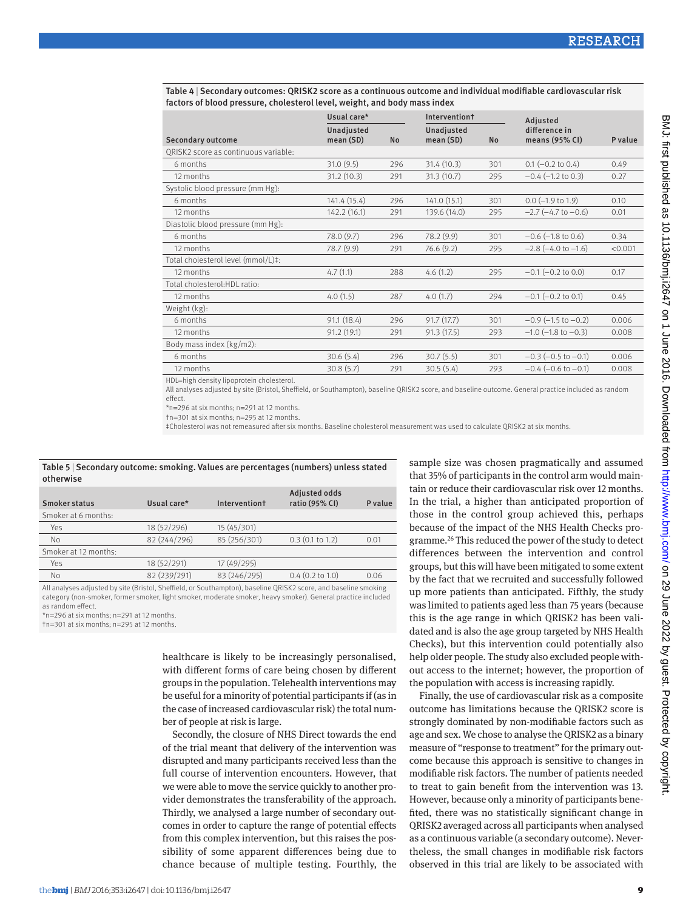**Table 4** | Secondary outcomes: QRISK2 score as a continuous outcome and individual modifiable cardiovascular risk factors of blood pressure, cholesterol level, weight, and body mass index

| Secondary outcome | Usual care* | | Intervention† | | Adjusted difference in means (95% CI) | P value |
|---|---|---|---|---|---|---|
| | Unadjusted mean (SD) | No | Unadjusted mean (SD) | No | | |
| QRISK2 score as continuous variable: | | | | | | |
| 6 months | 31.0 (9.5) | 296 | 31.4 (10.3) | 301 | 0.1 (−0.2 to 0.4) | 0.49 |
| 12 months | 31.2 (10.3) | 291 | 31.3 (10.7) | 295 | −0.4 (−1.2 to 0.3) | 0.27 |
| Systolic blood pressure (mm Hg): | | | | | | |
| 6 months | 141.4 (15.4) | 296 | 141.0 (15.1) | 301 | 0.0 (−1.9 to 1.9) | 0.10 |
| 12 months | 142.2 (16.1) | 291 | 139.6 (14.0) | 295 | −2.7 (−4.7 to −0.6) | 0.01 |
| Diastolic blood pressure (mm Hg): | | | | | | |
| 6 months | 78.0 (9.7) | 296 | 78.2 (9.9) | 301 | −0.6 (−1.8 to 0.6) | 0.34 |
| 12 months | 78.7 (9.9) | 291 | 76.6 (9.2) | 295 | −2.8 (−4.0 to −1.6) | <0.001 |
| Total cholesterol level (mmol/L)‡: | | | | | | |
| 12 months | 4.7 (1.1) | 288 | 4.6 (1.2) | 295 | −0.1 (−0.2 to 0.0) | 0.17 |
| Total cholesterol:HDL ratio: | | | | | | |
| 12 months | 4.0 (1.5) | 287 | 4.0 (1.7) | 294 | −0.1 (−0.2 to 0.1) | 0.45 |
| Weight (kg): | | | | | | |
| 6 months | 91.1 (18.4) | 296 | 91.7 (17.7) | 301 | −0.9 (−1.5 to −0.2) | 0.006 |
| 12 months | 91.2 (19.1) | 291 | 91.3 (17.5) | 293 | −1.0 (−1.8 to −0.3) | 0.008 |
| Body mass index (kg/m2): | | | | | | |
| 6 months | 30.6 (5.4) | 296 | 30.7 (5.5) | 301 | −0.3 (−0.5 to −0.1) | 0.006 |
| 12 months | 30.8 (5.7) | 291 | 30.5 (5.4) | 293 | −0.4 (−0.6 to −0.1) | 0.008 |

HDL=high density lipoprotein cholesterol.
All analyses adjusted by site (Bristol, Sheffield, or Southampton), baseline QRISK2 score, and baseline outcome. General practice included as random effect.
*n=296 at six months; n=291 at 12 months.
†n=301 at six months; n=295 at 12 months.
‡Cholesterol was not remeasured after six months. Baseline cholesterol measurement was used to calculate QRISK2 at six months.

**Table 5** | Secondary outcome: smoking. Values are percentages (numbers) unless stated otherwise

| Smoker status | Usual care* | Intervention† | Adjusted odds ratio (95% CI) | P value |
|---|---|---|---|---|
| Smoker at 6 months: | | | | |
| Yes | 18 (52/296) | 15 (45/301) | | |
| No | 82 (244/296) | 85 (256/301) | 0.3 (0.1 to 1.2) | 0.01 |
| Smoker at 12 months: | | | | |
| Yes | 18 (52/291) | 17 (49/295) | | |
| No | 82 (239/291) | 83 (246/295) | 0.4 (0.2 to 1.0) | 0.06 |

All analyses adjusted by site (Bristol, Sheffield, or Southampton), baseline QRISK2 score, and baseline smoking category (non-smoker, former smoker, light smoker, moderate smoker, heavy smoker). General practice included as random effect.
*n=296 at six months; n=291 at 12 months.
†n=301 at six months; n=295 at 12 months.

healthcare is likely to be increasingly personalised, with different forms of care being chosen by different groups in the population. Telehealth interventions may be useful for a minority of potential participants if (as in the case of increased cardiovascular risk) the total number of people at risk is large.

Secondly, the closure of NHS Direct towards the end of the trial meant that delivery of the intervention was disrupted and many participants received less than the full course of intervention encounters. However, that we were able to move the service quickly to another provider demonstrates the transferability of the approach. Thirdly, we analysed a large number of secondary outcomes in order to capture the range of potential effects from this complex intervention, but this raises the possibility of some apparent differences being due to chance because of multiple testing. Fourthly, the sample size was chosen pragmatically and assumed that 35% of participants in the control arm would maintain or reduce their cardiovascular risk over 12 months. In the trial, a higher than anticipated proportion of those in the control group achieved this, perhaps because of the impact of the NHS Health Checks programme.[26] This reduced the power of the study to detect differences between the intervention and control groups, but this will have been mitigated to some extent by the fact that we recruited and successfully followed up more patients than anticipated. Fifthly, the study was limited to patients aged less than 75 years (because this is the age range in which QRISK2 has been validated and is also the age group targeted by NHS Health Checks), but this intervention could potentially also help older people. The study also excluded people without access to the internet; however, the proportion of the population with access is increasing rapidly.

Finally, the use of cardiovascular risk as a composite outcome has limitations because the QRISK2 score is strongly dominated by non-modifiable factors such as age and sex. We chose to analyse the QRISK2 as a binary measure of "response to treatment" for the primary outcome because this approach is sensitive to changes in modifiable risk factors. The number of patients needed to treat to gain benefit from the intervention was 13. However, because only a minority of participants benefited, there was no statistically significant change in QRISK2 averaged across all participants when analysed as a continuous variable (a secondary outcome). Nevertheless, the small changes in modifiable risk factors observed in this trial are likely to be associated with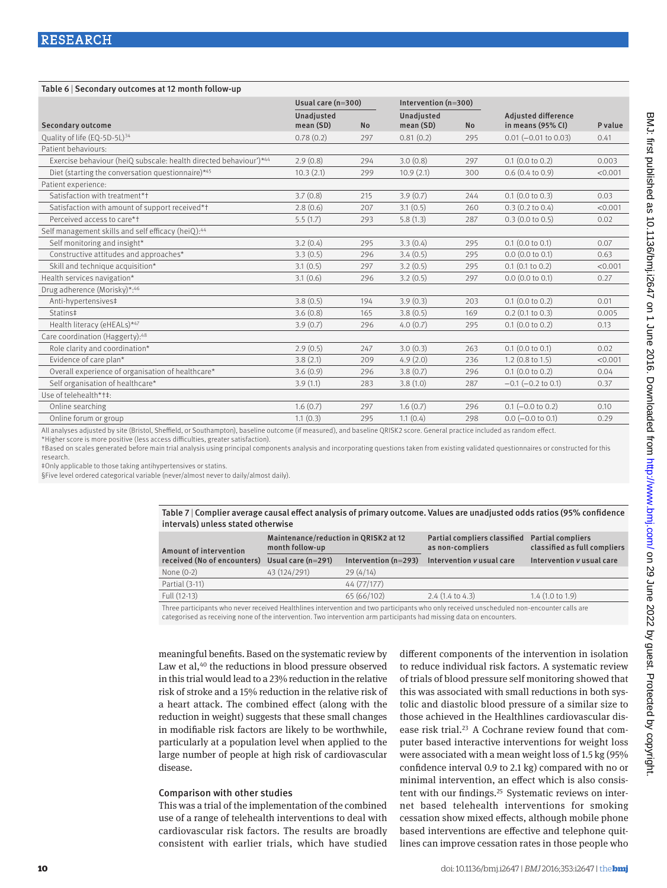**Table 6** | Secondary outcomes at 12 month follow-up

| Secondary outcome | Usual care (n=300) | | Intervention (n=300) | | | |
|---|---|---|---|---|---|---|
| | Unadjusted mean (SD) | No | Unadjusted mean (SD) | No | Adjusted difference in means (95% CI) | P value |
| Quality of life (EQ-5D-5L)[34] | 0.78 (0.2) | 297 | 0.81 (0.2) | 295 | 0.01 (−0.01 to 0.03) | 0.41 |
| Patient behaviours: | | | | | | |
| Exercise behaviour (heiQ subscale: health directed behaviour')*[44] | 2.9 (0.8) | 294 | 3.0 (0.8) | 297 | 0.1 (0.0 to 0.2) | 0.003 |
| Diet (starting the conversation questionnaire)*[45] | 10.3 (2.1) | 299 | 10.9 (2.1) | 300 | 0.6 (0.4 to 0.9) | <0.001 |
| Patient experience: | | | | | | |
| Satisfaction with treatment*† | 3.7 (0.8) | 215 | 3.9 (0.7) | 244 | 0.1 (0.0 to 0.3) | 0.03 |
| Satisfaction with amount of support received*† | 2.8 (0.6) | 207 | 3.1 (0.5) | 260 | 0.3 (0.2 to 0.4) | <0.001 |
| Perceived access to care*† | 5.5 (1.7) | 293 | 5.8 (1.3) | 287 | 0.3 (0.0 to 0.5) | 0.02 |
| Self management skills and self efficacy (heiQ):[44] | | | | | | |
| Self monitoring and insight* | 3.2 (0.4) | 295 | 3.3 (0.4) | 295 | 0.1 (0.0 to 0.1) | 0.07 |
| Constructive attitudes and approaches* | 3.3 (0.5) | 296 | 3.4 (0.5) | 295 | 0.0 (0.0 to 0.1) | 0.63 |
| Skill and technique acquisition* | 3.1 (0.5) | 297 | 3.2 (0.5) | 295 | 0.1 (0.1 to 0.2) | <0.001 |
| Health services navigation* | 3.1 (0.6) | 296 | 3.2 (0.5) | 297 | 0.0 (0.0 to 0.1) | 0.27 |
| Drug adherence (Morisky)*:[46] | | | | | | |
| Anti-hypertensives‡ | 3.8 (0.5) | 194 | 3.9 (0.3) | 203 | 0.1 (0.0 to 0.2) | 0.01 |
| Statins‡ | 3.6 (0.8) | 165 | 3.8 (0.5) | 169 | 0.2 (0.1 to 0.3) | 0.005 |
| Health literacy (eHEALs)*[47] | 3.9 (0.7) | 296 | 4.0 (0.7) | 295 | 0.1 (0.0 to 0.2) | 0.13 |
| Care coordination (Haggerty):[48] | | | | | | |
| Role clarity and coordination* | 2.9 (0.5) | 247 | 3.0 (0.3) | 263 | 0.1 (0.0 to 0.1) | 0.02 |
| Evidence of care plan* | 3.8 (2.1) | 209 | 4.9 (2.0) | 236 | 1.2 (0.8 to 1.5) | <0.001 |
| Overall experience of organisation of healthcare* | 3.6 (0.9) | 296 | 3.8 (0.7) | 296 | 0.1 (0.0 to 0.2) | 0.04 |
| Self organisation of healthcare* | 3.9 (1.1) | 283 | 3.8 (1.0) | 287 | −0.1 (−0.2 to 0.1) | 0.37 |
| Use of telehealth*†‡: | | | | | | |
| Online searching | 1.6 (0.7) | 297 | 1.6 (0.7) | 296 | 0.1 (−0.0 to 0.2) | 0.10 |
| Online forum or group | 1.1 (0.3) | 295 | 1.1 (0.4) | 298 | 0.0 (−0.0 to 0.1) | 0.29 |

All analyses adjusted by site (Bristol, Sheffield, or Southampton), baseline outcome (if measured), and baseline QRISK2 score. General practice included as random effect.
*Higher score is more positive (less access difficulties, greater satisfaction).
†Based on scales generated before main trial analysis using principal components analysis and incorporating questions taken from existing validated questionnaires or constructed for this research.
‡Only applicable to those taking antihypertensives or statins.
§Five level ordered categorical variable (never/almost never to daily/almost daily).

**Table 7** | Complier average causal effect analysis of primary outcome. Values are unadjusted odds ratios (95% confidence intervals) unless stated otherwise

| Amount of intervention received (No of encounters) | Maintenance/reduction in QRISK2 at 12 month follow-up | | Partial compliers classified as non-compliers | Partial compliers classified as full compliers |
|---|---|---|---|---|
| | Usual care (n=291) | Intervention (n=293) | Intervention *v* usual care | Intervention *v* usual care |
| None (0-2) | 43 (124/291) | 29 (4/14) | | |
| Partial (3-11) | | 44 (77/177) | | |
| Full (12-13) | | 65 (66/102) | 2.4 (1.4 to 4.3) | 1.4 (1.0 to 1.9) |

Three participants who never received Healthlines intervention and two participants who only received unscheduled non-encounter calls are categorised as receiving none of the intervention. Two intervention arm participants had missing data on encounters.

meaningful benefits. Based on the systematic review by Law et al,[40] the reductions in blood pressure observed in this trial would lead to a 23% reduction in the relative risk of stroke and a 15% reduction in the relative risk of a heart attack. The combined effect (along with the reduction in weight) suggests that these small changes in modifiable risk factors are likely to be worthwhile, particularly at a population level when applied to the large number of people at high risk of cardiovascular disease.

### Comparison with other studies

This was a trial of the implementation of the combined use of a range of telehealth interventions to deal with cardiovascular risk factors. The results are broadly consistent with earlier trials, which have studied different components of the intervention in isolation to reduce individual risk factors. A systematic review of trials of blood pressure self monitoring showed that this was associated with small reductions in both systolic and diastolic blood pressure of a similar size to those achieved in the Healthlines cardiovascular disease risk trial.[23] A Cochrane review found that computer based interactive interventions for weight loss were associated with a mean weight loss of 1.5 kg (95% confidence interval 0.9 to 2.1 kg) compared with no or minimal intervention, an effect which is also consistent with our findings.[25] Systematic reviews on internet based telehealth interventions for smoking cessation show mixed effects, although mobile phone based interventions are effective and telephone quitlines can improve cessation rates in those people who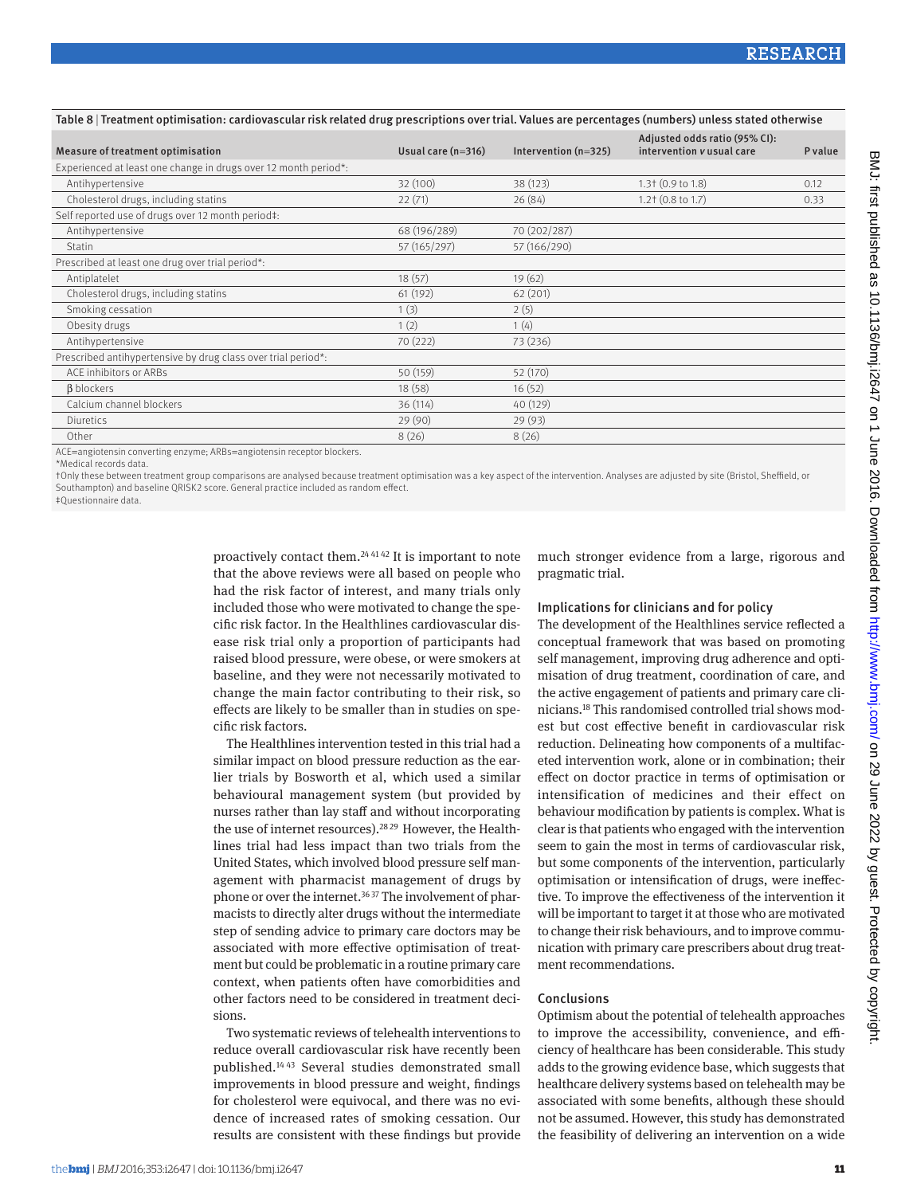Table 8 | Treatment optimisation: cardiovascular risk related drug prescriptions over trial. Values are percentages (numbers) unless stated otherwise

| Measure of treatment optimisation | Usual care (n=316) | Intervention (n=325) | Adjusted odds ratio (95% CI): intervention *v* usual care | P value |
|---|---|---|---|---|
| Experienced at least one change in drugs over 12 month period*: | | | | |
| Antihypertensive | 32 (100) | 38 (123) | 1.3† (0.9 to 1.8) | 0.12 |
| Cholesterol drugs, including statins | 22 (71) | 26 (84) | 1.2† (0.8 to 1.7) | 0.33 |
| Self reported use of drugs over 12 month period‡: | | | | |
| Antihypertensive | 68 (196/289) | 70 (202/287) | | |
| Statin | 57 (165/297) | 57 (166/290) | | |
| Prescribed at least one drug over trial period*: | | | | |
| Antiplatelet | 18 (57) | 19 (62) | | |
| Cholesterol drugs, including statins | 61 (192) | 62 (201) | | |
| Smoking cessation | 1 (3) | 2 (5) | | |
| Obesity drugs | 1 (2) | 1 (4) | | |
| Antihypertensive | 70 (222) | 73 (236) | | |
| Prescribed antihypertensive by drug class over trial period*: | | | | |
| ACE inhibitors or ARBs | 50 (159) | 52 (170) | | |
| β blockers | 18 (58) | 16 (52) | | |
| Calcium channel blockers | 36 (114) | 40 (129) | | |
| Diuretics | 29 (90) | 29 (93) | | |
| Other | 8 (26) | 8 (26) | | |

ACE=angiotensin converting enzyme; ARBs=angiotensin receptor blockers.
*Medical records data.
†Only these between treatment group comparisons are analysed because treatment optimisation was a key aspect of the intervention. Analyses are adjusted by site (Bristol, Sheffield, or Southampton) and baseline QRISK2 score. General practice included as random effect.
‡Questionnaire data.

proactively contact them.[24 41 42] It is important to note that the above reviews were all based on people who had the risk factor of interest, and many trials only included those who were motivated to change the specific risk factor. In the Healthlines cardiovascular disease risk trial only a proportion of participants had raised blood pressure, were obese, or were smokers at baseline, and they were not necessarily motivated to change the main factor contributing to their risk, so effects are likely to be smaller than in studies on specific risk factors.

The Healthlines intervention tested in this trial had a similar impact on blood pressure reduction as the earlier trials by Bosworth et al, which used a similar behavioural management system (but provided by nurses rather than lay staff and without incorporating the use of internet resources).[28 29] However, the Healthlines trial had less impact than two trials from the United States, which involved blood pressure self management with pharmacist management of drugs by phone or over the internet.[36 37] The involvement of pharmacists to directly alter drugs without the intermediate step of sending advice to primary care doctors may be associated with more effective optimisation of treatment but could be problematic in a routine primary care context, when patients often have comorbidities and other factors need to be considered in treatment decisions.

Two systematic reviews of telehealth interventions to reduce overall cardiovascular risk have recently been published.[14 43] Several studies demonstrated small improvements in blood pressure and weight, findings for cholesterol were equivocal, and there was no evidence of increased rates of smoking cessation. Our results are consistent with these findings but provide much stronger evidence from a large, rigorous and pragmatic trial.

### Implications for clinicians and for policy

The development of the Healthlines service reflected a conceptual framework that was based on promoting self management, improving drug adherence and optimisation of drug treatment, coordination of care, and the active engagement of patients and primary care clinicians.[18] This randomised controlled trial shows modest but cost effective benefit in cardiovascular risk reduction. Delineating how components of a multifaceted intervention work, alone or in combination; their effect on doctor practice in terms of optimisation or intensification of medicines and their effect on behaviour modification by patients is complex. What is clear is that patients who engaged with the intervention seem to gain the most in terms of cardiovascular risk, but some components of the intervention, particularly optimisation or intensification of drugs, were ineffective. To improve the effectiveness of the intervention it will be important to target it at those who are motivated to change their risk behaviours, and to improve communication with primary care prescribers about drug treatment recommendations.

### Conclusions

Optimism about the potential of telehealth approaches to improve the accessibility, convenience, and efficiency of healthcare has been considerable. This study adds to the growing evidence base, which suggests that healthcare delivery systems based on telehealth may be associated with some benefits, although these should not be assumed. However, this study has demonstrated the feasibility of delivering an intervention on a wide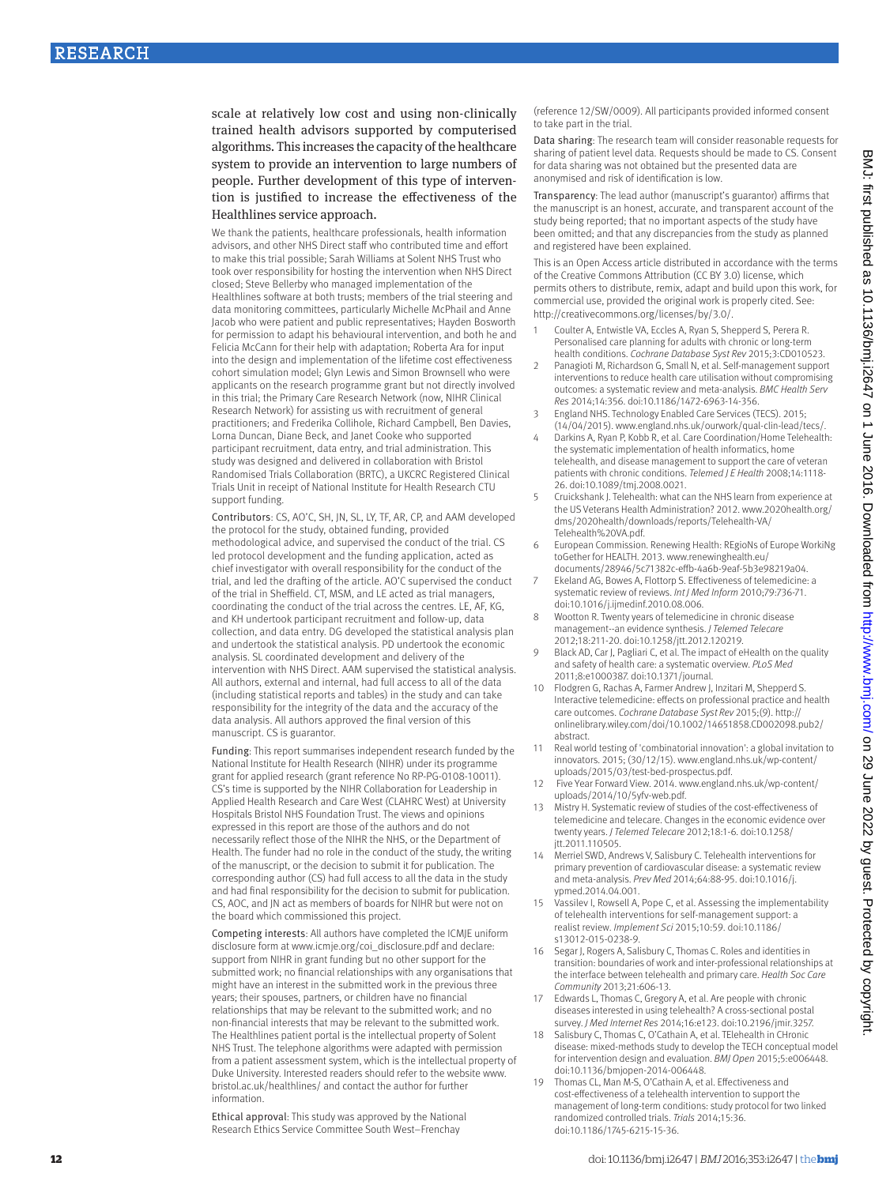scale at relatively low cost and using non-clinically trained health advisors supported by computerised algorithms. This increases the capacity of the healthcare system to provide an intervention to large numbers of people. Further development of this type of intervention is justified to increase the effectiveness of the Healthlines service approach.

We thank the patients, healthcare professionals, health information advisors, and other NHS Direct staff who contributed time and effort to make this trial possible; Sarah Williams at Solent NHS Trust who took over responsibility for hosting the intervention when NHS Direct closed; Steve Bellerby who managed implementation of the Healthlines software at both trusts; members of the trial steering and data monitoring committees, particularly Michelle McPhail and Anne Jacob who were patient and public representatives; Hayden Bosworth for permission to adapt his behavioural intervention, and both he and Felicia McCann for their help with adaptation; Roberta Ara for input into the design and implementation of the lifetime cost effectiveness cohort simulation model; Glyn Lewis and Simon Brownsell who were applicants on the research programme grant but not directly involved in this trial; the Primary Care Research Network (now, NIHR Clinical Research Network) for assisting us with recruitment of general practitioners; and Frederika Collihole, Richard Campbell, Ben Davies, Lorna Duncan, Diane Beck, and Janet Cooke who supported participant recruitment, data entry, and trial administration. This study was designed and delivered in collaboration with Bristol Randomised Trials Collaboration (BRTC), a UKCRC Registered Clinical Trials Unit in receipt of National Institute for Health Research CTU support funding.

Contributors: CS, AO'C, SH, JN, SL, LY, TF, AR, CP, and AAM developed the protocol for the study, obtained funding, provided methodological advice, and supervised the conduct of the trial. CS led protocol development and the funding application, acted as chief investigator with overall responsibility for the conduct of the trial, and led the drafting of the article. AO'C supervised the conduct of the trial in Sheffield. CT, MSM, and LE acted as trial managers, coordinating the conduct of the trial across the centres. LE, AF, KG, and KH undertook participant recruitment and follow-up, data collection, and data entry. DG developed the statistical analysis plan and undertook the statistical analysis. PD undertook the economic analysis. SL coordinated development and delivery of the intervention with NHS Direct. AAM supervised the statistical analysis. All authors, external and internal, had full access to all of the data (including statistical reports and tables) in the study and can take responsibility for the integrity of the data and the accuracy of the data analysis. All authors approved the final version of this manuscript. CS is guarantor.

Funding: This report summarises independent research funded by the National Institute for Health Research (NIHR) under its programme grant for applied research (grant reference No RP-PG-0108-10011). CS's time is supported by the NIHR Collaboration for Leadership in Applied Health Research and Care West (CLAHRC West) at University Hospitals Bristol NHS Foundation Trust. The views and opinions expressed in this report are those of the authors and do not necessarily reflect those of the NIHR the NHS, or the Department of Health. The funder had no role in the conduct of the study, the writing of the manuscript, or the decision to submit it for publication. The corresponding author (CS) had full access to all the data in the study and had final responsibility for the decision to submit for publication. CS, AOC, and JN act as members of boards for NIHR but were not on the board which commissioned this project.

Competing interests: All authors have completed the ICMJE uniform disclosure form at www.icmje.org/coi_disclosure.pdf and declare: support from NIHR in grant funding but no other support for the submitted work; no financial relationships with any organisations that might have an interest in the submitted work in the previous three years; their spouses, partners, or children have no financial relationships that may be relevant to the submitted work; and no non-financial interests that may be relevant to the submitted work. The Healthlines patient portal is the intellectual property of Solent NHS Trust. The telephone algorithms were adapted with permission from a patient assessment system, which is the intellectual property of Duke University. Interested readers should refer to the website www.bristol.ac.uk/healthlines/ and contact the author for further information.

Ethical approval: This study was approved by the National Research Ethics Service Committee South West–Frenchay (reference 12/SW/0009). All participants provided informed consent to take part in the trial.

Data sharing: The research team will consider reasonable requests for sharing of patient level data. Requests should be made to CS. Consent for data sharing was not obtained but the presented data are anonymised and risk of identification is low.

Transparency: The lead author (manuscript's guarantor) affirms that the manuscript is an honest, accurate, and transparent account of the study being reported; that no important aspects of the study have been omitted; and that any discrepancies from the study as planned and registered have been explained.

This is an Open Access article distributed in accordance with the terms of the Creative Commons Attribution (CC BY 3.0) license, which permits others to distribute, remix, adapt and build upon this work, for commercial use, provided the original work is properly cited. See: http://creativecommons.org/licenses/by/3.0/.

1. Coulter A, Entwistle VA, Eccles A, Ryan S, Shepperd S, Perera R. Personalised care planning for adults with chronic or long-term health conditions. *Cochrane Database Syst Rev* 2015;3:CD010523.
2. Panagioti M, Richardson G, Small N, et al. Self-management support interventions to reduce health care utilisation without compromising outcomes: a systematic review and meta-analysis. *BMC Health Serv Res* 2014;14:356. doi:10.1186/1472-6963-14-356.
3. England NHS. Technology Enabled Care Services (TECS). 2015; (14/04/2015). www.england.nhs.uk/ourwork/qual-clin-lead/tecs/.
4. Darkins A, Ryan P, Kobb R, et al. Care Coordination/Home Telehealth: the systematic implementation of health informatics, home telehealth, and disease management to support the care of veteran patients with chronic conditions. *Telemed J E Health* 2008;14:1118-26. doi:10.1089/tmj.2008.0021.
5. Cruickshank J. Telehealth: what can the NHS learn from experience at the US Veterans Health Administration? 2012. www.2020health.org/dms/2020health/downloads/reports/Telehealth-VA/Telehealth%20VA.pdf.
6. European Commission. Renewing Health: REgioNs of Europe WorkiNg toGether for HEALTH. 2013. www.renewinghealth.eu/documents/28946/5c71382c-effb-4a6b-9eaf-5b3e98219a04.
7. Ekeland AG, Bowes A, Flottorp S. Effectiveness of telemedicine: a systematic review of reviews. *Int J Med Inform* 2010;79:736-71. doi:10.1016/j.ijmedinf.2010.08.006.
8. Wootton R. Twenty years of telemedicine in chronic disease management--an evidence synthesis. *J Telemed Telecare* 2012;18:211-20. doi:10.1258/jtt.2012.120219.
9. Black AD, Car J, Pagliari C, et al. The impact of eHealth on the quality and safety of health care: a systematic overview. *PLoS Med* 2011;8:e1000387. doi:10.1371/journal.
10. Flodgren G, Rachas A, Farmer Andrew J, Inzitari M, Shepperd S. Interactive telemedicine: effects on professional practice and health care outcomes. *Cochrane Database Syst Rev* 2015;(9). http://onlinelibrary.wiley.com/doi/10.1002/14651858.CD002098.pub2/abstract.
11. Real world testing of 'combinatorial innovation': a global invitation to innovators. 2015; (30/12/15). www.england.nhs.uk/wp-content/uploads/2015/03/test-bed-prospectus.pdf.
12. Five Year Forward View. 2014. www.england.nhs.uk/wp-content/uploads/2014/10/5yfv-web.pdf.
13. Mistry H. Systematic review of studies of the cost-effectiveness of telemedicine and telecare. Changes in the economic evidence over twenty years. *J Telemed Telecare* 2012;18:1-6. doi:10.1258/jtt.2011.110505.
14. Merriel SWD, Andrews V, Salisbury C. Telehealth interventions for primary prevention of cardiovascular disease: a systematic review and meta-analysis. *Prev Med* 2014;64:88-95. doi:10.1016/j.ypmed.2014.04.001.
15. Vassilev I, Rowsell A, Pope C, et al. Assessing the implementability of telehealth interventions for self-management support: a realist review. *Implement Sci* 2015;10:59. doi:10.1186/s13012-015-0238-9.
16. Segar J, Rogers A, Salisbury C, Thomas C. Roles and identities in transition: boundaries of work and inter-professional relationships at the interface between telehealth and primary care. *Health Soc Care Community* 2013;21:606-13.
17. Edwards L, Thomas C, Gregory A, et al. Are people with chronic diseases interested in using telehealth? A cross-sectional postal survey. *J Med Internet Res* 2014;16:e123. doi:10.2196/jmir.3257.
18. Salisbury C, Thomas C, O'Cathain A, et al. TElehealth in CHronic disease: mixed-methods study to develop the TECH conceptual model for intervention design and evaluation. *BMJ Open* 2015;5:e006448. doi:10.1136/bmjopen-2014-006448.
19. Thomas CL, Man M-S, O'Cathain A, et al. Effectiveness and cost-effectiveness of a telehealth intervention to support the management of long-term conditions: study protocol for two linked randomized controlled trials. *Trials* 2014;15:36. doi:10.1186/1745-6215-15-36.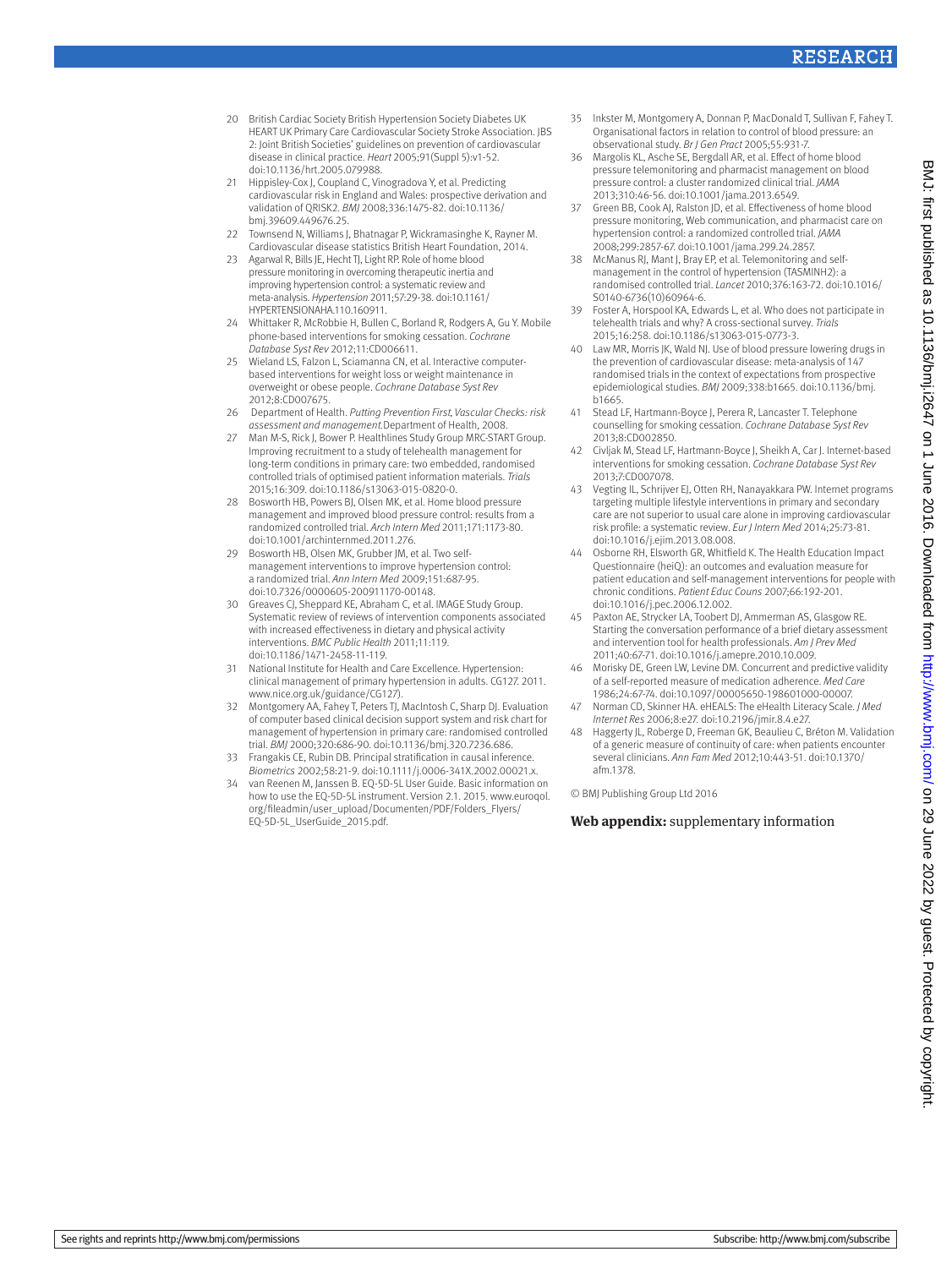20 British Cardiac Society British Hypertension Society Diabetes UK HEART UK Primary Care Cardiovascular Society Stroke Association. JBS 2: Joint British Societies' guidelines on prevention of cardiovascular disease in clinical practice. *Heart* 2005;91(Suppl 5):v1-52. doi:10.1136/hrt.2005.079988.

21 Hippisley-Cox J, Coupland C, Vinogradova Y, et al. Predicting cardiovascular risk in England and Wales: prospective derivation and validation of QRISK2. *BMJ* 2008;336:1475-82. doi:10.1136/bmj.39609.449676.25.

22 Townsend N, Williams J, Bhatnagar P, Wickramasinghe K, Rayner M. Cardiovascular disease statistics British Heart Foundation, 2014.

23 Agarwal R, Bills JE, Hecht TJ, Light RP. Role of home blood pressure monitoring in overcoming therapeutic inertia and improving hypertension control: a systematic review and meta-analysis. *Hypertension* 2011;57:29-38. doi:10.1161/HYPERTENSIONAHA.110.160911.

24 Whittaker R, McRobbie H, Bullen C, Borland R, Rodgers A, Gu Y. Mobile phone-based interventions for smoking cessation. *Cochrane Database Syst Rev* 2012;11:CD006611.

25 Wieland LS, Falzon L, Sciamanna CN, et al. Interactive computer-based interventions for weight loss or weight maintenance in overweight or obese people. *Cochrane Database Syst Rev* 2012;8:CD007675.

26 Department of Health. *Putting Prevention First, Vascular Checks: risk assessment and management.*Department of Health, 2008.

27 Man M-S, Rick J, Bower P. Healthlines Study Group MRC-START Group. Improving recruitment to a study of telehealth management for long-term conditions in primary care: two embedded, randomised controlled trials of optimised patient information materials. *Trials* 2015;16:309. doi:10.1186/s13063-015-0820-0.

28 Bosworth HB, Powers BJ, Olsen MK, et al. Home blood pressure management and improved blood pressure control: results from a randomized controlled trial. *Arch Intern Med* 2011;171:1173-80. doi:10.1001/archinternmed.2011.276.

29 Bosworth HB, Olsen MK, Grubber JM, et al. Two self-management interventions to improve hypertension control: a randomized trial. *Ann Intern Med* 2009;151:687-95. doi:10.7326/0000605-200911170-00148.

30 Greaves CJ, Sheppard KE, Abraham C, et al. IMAGE Study Group. Systematic review of reviews of intervention components associated with increased effectiveness in dietary and physical activity interventions. *BMC Public Health* 2011;11:119. doi:10.1186/1471-2458-11-119.

31 National Institute for Health and Care Excellence. Hypertension: clinical management of primary hypertension in adults. CG127. 2011. www.nice.org.uk/guidance/CG127).

32 Montgomery AA, Fahey T, Peters TJ, MacIntosh C, Sharp DJ. Evaluation of computer based clinical decision support system and risk chart for management of hypertension in primary care: randomised controlled trial. *BMJ* 2000;320:686-90. doi:10.1136/bmj.320.7236.686.

33 Frangakis CE, Rubin DB. Principal stratification in causal inference. *Biometrics* 2002;58:21-9. doi:10.1111/j.0006-341X.2002.00021.x.

34 van Reenen M, Janssen B. EQ-5D-5L User Guide. Basic information on how to use the EQ-5D-5L instrument. Version 2.1. 2015. www.euroqol.org/fileadmin/user_upload/Documenten/PDF/Folders_Flyers/EQ-5D-5L_UserGuide_2015.pdf.

35 Inkster M, Montgomery A, Donnan P, MacDonald T, Sullivan F, Fahey T. Organisational factors in relation to control of blood pressure: an observational study. *Br J Gen Pract* 2005;55:931-7.

36 Margolis KL, Asche SE, Bergdall AR, et al. Effect of home blood pressure telemonitoring and pharmacist management on blood pressure control: a cluster randomized clinical trial. *JAMA* 2013;310:46-56. doi:10.1001/jama.2013.6549.

37 Green BB, Cook AJ, Ralston JD, et al. Effectiveness of home blood pressure monitoring, Web communication, and pharmacist care on hypertension control: a randomized controlled trial. *JAMA* 2008;299:2857-67. doi:10.1001/jama.299.24.2857.

38 McManus RJ, Mant J, Bray EP, et al. Telemonitoring and self-management in the control of hypertension (TASMINH2): a randomised controlled trial. *Lancet* 2010;376:163-72. doi:10.1016/S0140-6736(10)60964-6.

39 Foster A, Horspool KA, Edwards L, et al. Who does not participate in telehealth trials and why? A cross-sectional survey. *Trials* 2015;16:258. doi:10.1186/s13063-015-0773-3.

40 Law MR, Morris JK, Wald NJ. Use of blood pressure lowering drugs in the prevention of cardiovascular disease: meta-analysis of 147 randomised trials in the context of expectations from prospective epidemiological studies. *BMJ* 2009;338:b1665. doi:10.1136/bmj.b1665.

41 Stead LF, Hartmann-Boyce J, Perera R, Lancaster T. Telephone counselling for smoking cessation. *Cochrane Database Syst Rev* 2013;8:CD002850.

42 Civljak M, Stead LF, Hartmann-Boyce J, Sheikh A, Car J. Internet-based interventions for smoking cessation. *Cochrane Database Syst Rev* 2013;7:CD007078.

43 Vegting IL, Schrijver EJ, Otten RH, Nanayakkara PW. Internet programs targeting multiple lifestyle interventions in primary and secondary care are not superior to usual care alone in improving cardiovascular risk profile: a systematic review. *Eur J Intern Med* 2014;25:73-81. doi:10.1016/j.ejim.2013.08.008.

44 Osborne RH, Elsworth GR, Whitfield K. The Health Education Impact Questionnaire (heiQ): an outcomes and evaluation measure for patient education and self-management interventions for people with chronic conditions. *Patient Educ Couns* 2007;66:192-201. doi:10.1016/j.pec.2006.12.002.

45 Paxton AE, Strycker LA, Toobert DJ, Ammerman AS, Glasgow RE. Starting the conversation performance of a brief dietary assessment and intervention tool for health professionals. *Am J Prev Med* 2011;40:67-71. doi:10.1016/j.amepre.2010.10.009.

46 Morisky DE, Green LW, Levine DM. Concurrent and predictive validity of a self-reported measure of medication adherence. *Med Care* 1986;24:67-74. doi:10.1097/00005650-198601000-00007.

47 Norman CD, Skinner HA. eHEALS: The eHealth Literacy Scale. *J Med Internet Res* 2006;8:e27. doi:10.2196/jmir.8.4.e27.

48 Haggerty JL, Roberge D, Freeman GK, Beaulieu C, Bréton M. Validation of a generic measure of continuity of care: when patients encounter several clinicians. *Ann Fam Med* 2012;10:443-51. doi:10.1370/afm.1378.

© BMJ Publishing Group Ltd 2016

**Web appendix:** supplementary information